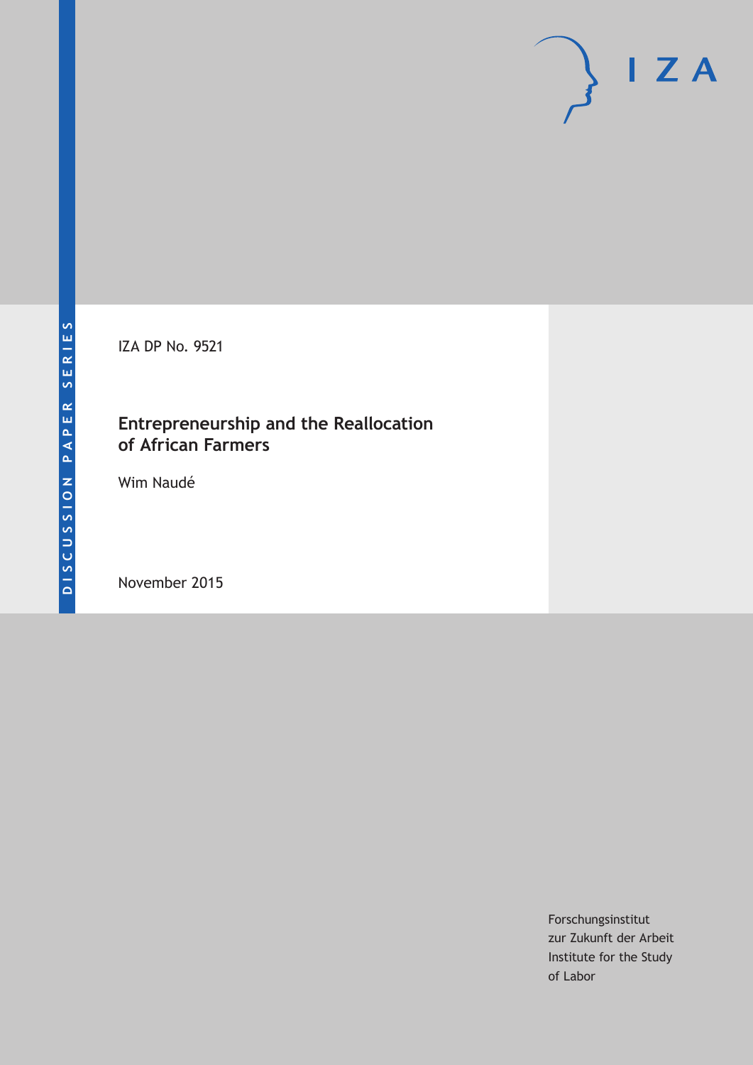DISCUSSION PAPER SERIES

IZA DP No. 9521

# Entrepreneurship and the Reallocation of African Farmers

Wim Naudé

November 2015

Forschungsinstitut
zur Zukunft der Arbeit
Institute for the Study
of Labor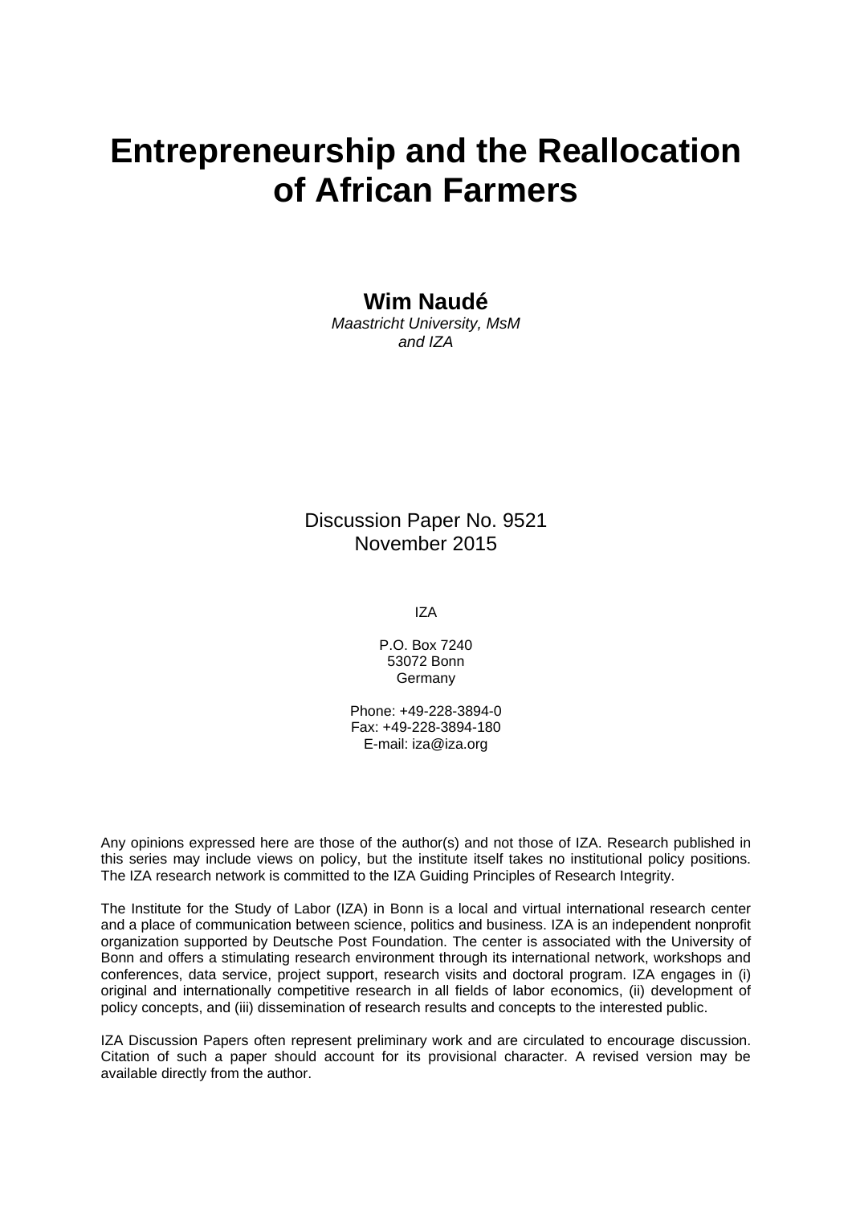# Entrepreneurship and the Reallocation of African Farmers

**Wim Naudé**
*Maastricht University, MsM and IZA*

Discussion Paper No. 9521
November 2015

IZA

P.O. Box 7240
53072 Bonn
Germany

Phone: +49-228-3894-0
Fax: +49-228-3894-180
E-mail: iza@iza.org

Any opinions expressed here are those of the author(s) and not those of IZA. Research published in this series may include views on policy, but the institute itself takes no institutional policy positions. The IZA research network is committed to the IZA Guiding Principles of Research Integrity.

The Institute for the Study of Labor (IZA) in Bonn is a local and virtual international research center and a place of communication between science, politics and business. IZA is an independent nonprofit organization supported by Deutsche Post Foundation. The center is associated with the University of Bonn and offers a stimulating research environment through its international network, workshops and conferences, data service, project support, research visits and doctoral program. IZA engages in (i) original and internationally competitive research in all fields of labor economics, (ii) development of policy concepts, and (iii) dissemination of research results and concepts to the interested public.

IZA Discussion Papers often represent preliminary work and are circulated to encourage discussion. Citation of such a paper should account for its provisional character. A revised version may be available directly from the author.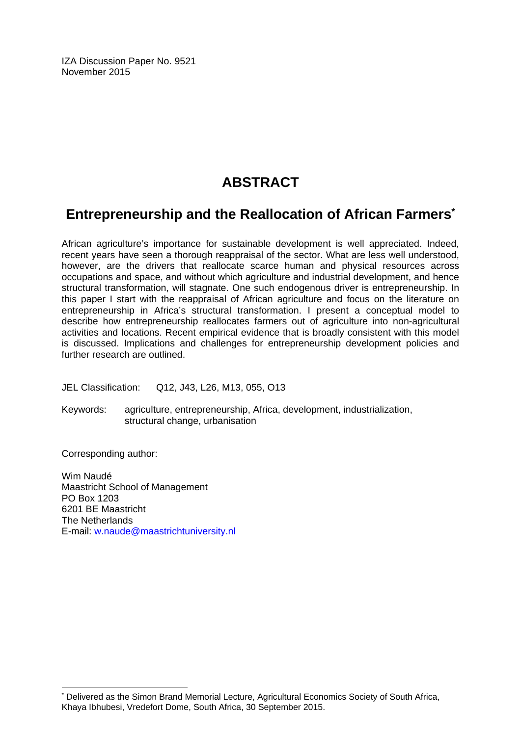IZA Discussion Paper No. 9521
November 2015

# ABSTRACT

## Entrepreneurship and the Reallocation of African Farmers[*]

African agriculture's importance for sustainable development is well appreciated. Indeed, recent years have seen a thorough reappraisal of the sector. What are less well understood, however, are the drivers that reallocate scarce human and physical resources across occupations and space, and without which agriculture and industrial development, and hence structural transformation, will stagnate. One such endogenous driver is entrepreneurship. In this paper I start with the reappraisal of African agriculture and focus on the literature on entrepreneurship in Africa's structural transformation. I present a conceptual model to describe how entrepreneurship reallocates farmers out of agriculture into non-agricultural activities and locations. Recent empirical evidence that is broadly consistent with this model is discussed. Implications and challenges for entrepreneurship development policies and further research are outlined.

JEL Classification: Q12, J43, L26, M13, 055, O13

Keywords: agriculture, entrepreneurship, Africa, development, industrialization, structural change, urbanisation

Corresponding author:

Wim Naudé
Maastricht School of Management
PO Box 1203
6201 BE Maastricht
The Netherlands
E-mail: w.naude@maastrichtuniversity.nl

[*] Delivered as the Simon Brand Memorial Lecture, Agricultural Economics Society of South Africa, Khaya Ibhubesi, Vredefort Dome, South Africa, 30 September 2015.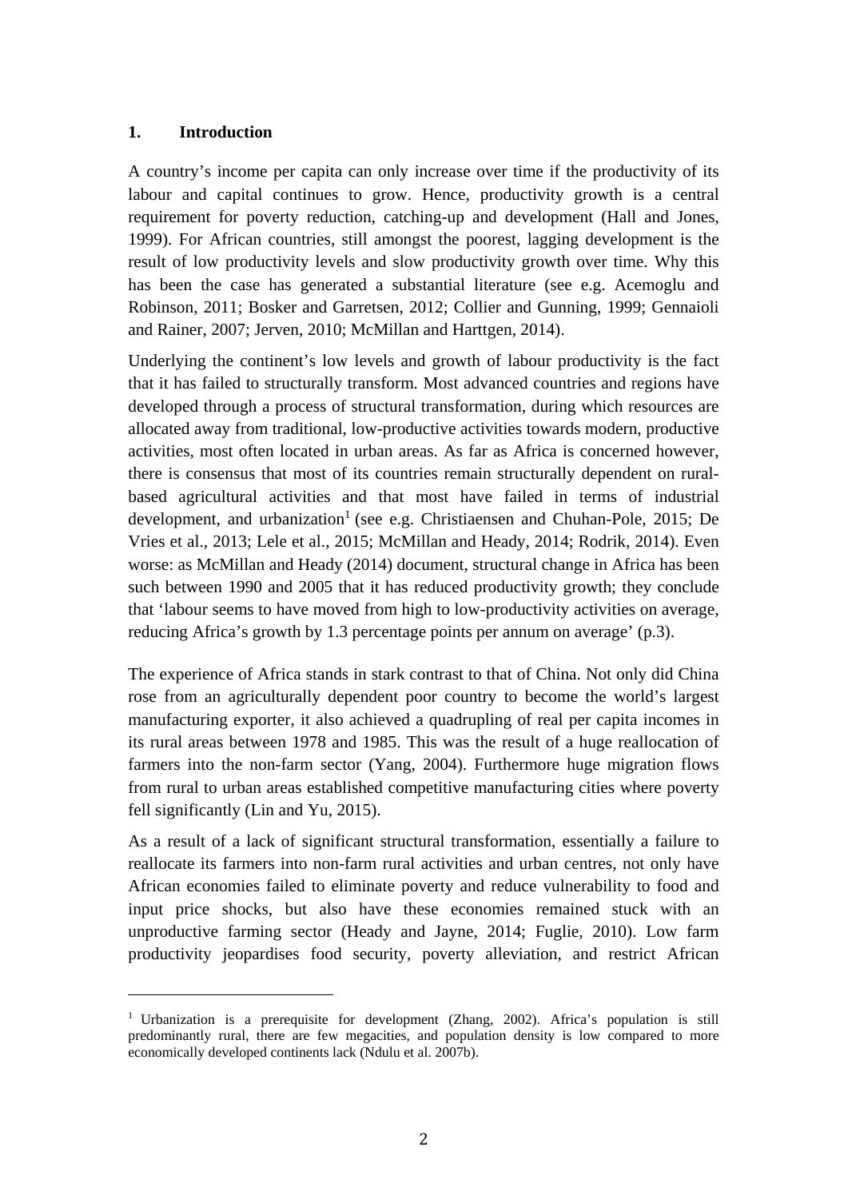## 1. Introduction

A country's income per capita can only increase over time if the productivity of its labour and capital continues to grow. Hence, productivity growth is a central requirement for poverty reduction, catching-up and development (Hall and Jones, 1999). For African countries, still amongst the poorest, lagging development is the result of low productivity levels and slow productivity growth over time. Why this has been the case has generated a substantial literature (see e.g. Acemoglu and Robinson, 2011; Bosker and Garretsen, 2012; Collier and Gunning, 1999; Gennaioli and Rainer, 2007; Jerven, 2010; McMillan and Harttgen, 2014).

Underlying the continent's low levels and growth of labour productivity is the fact that it has failed to structurally transform. Most advanced countries and regions have developed through a process of structural transformation, during which resources are allocated away from traditional, low-productive activities towards modern, productive activities, most often located in urban areas. As far as Africa is concerned however, there is consensus that most of its countries remain structurally dependent on rural-based agricultural activities and that most have failed in terms of industrial development, and urbanization[1] (see e.g. Christiaensen and Chuhan-Pole, 2015; De Vries et al., 2013; Lele et al., 2015; McMillan and Heady, 2014; Rodrik, 2014). Even worse: as McMillan and Heady (2014) document, structural change in Africa has been such between 1990 and 2005 that it has reduced productivity growth; they conclude that 'labour seems to have moved from high to low-productivity activities on average, reducing Africa's growth by 1.3 percentage points per annum on average' (p.3).

The experience of Africa stands in stark contrast to that of China. Not only did China rose from an agriculturally dependent poor country to become the world's largest manufacturing exporter, it also achieved a quadrupling of real per capita incomes in its rural areas between 1978 and 1985. This was the result of a huge reallocation of farmers into the non-farm sector (Yang, 2004). Furthermore huge migration flows from rural to urban areas established competitive manufacturing cities where poverty fell significantly (Lin and Yu, 2015).

As a result of a lack of significant structural transformation, essentially a failure to reallocate its farmers into non-farm rural activities and urban centres, not only have African economies failed to eliminate poverty and reduce vulnerability to food and input price shocks, but also have these economies remained stuck with an unproductive farming sector (Heady and Jayne, 2014; Fuglie, 2010). Low farm productivity jeopardises food security, poverty alleviation, and restrict African

[1] Urbanization is a prerequisite for development (Zhang, 2002). Africa's population is still predominantly rural, there are few megacities, and population density is low compared to more economically developed continents lack (Ndulu et al. 2007b).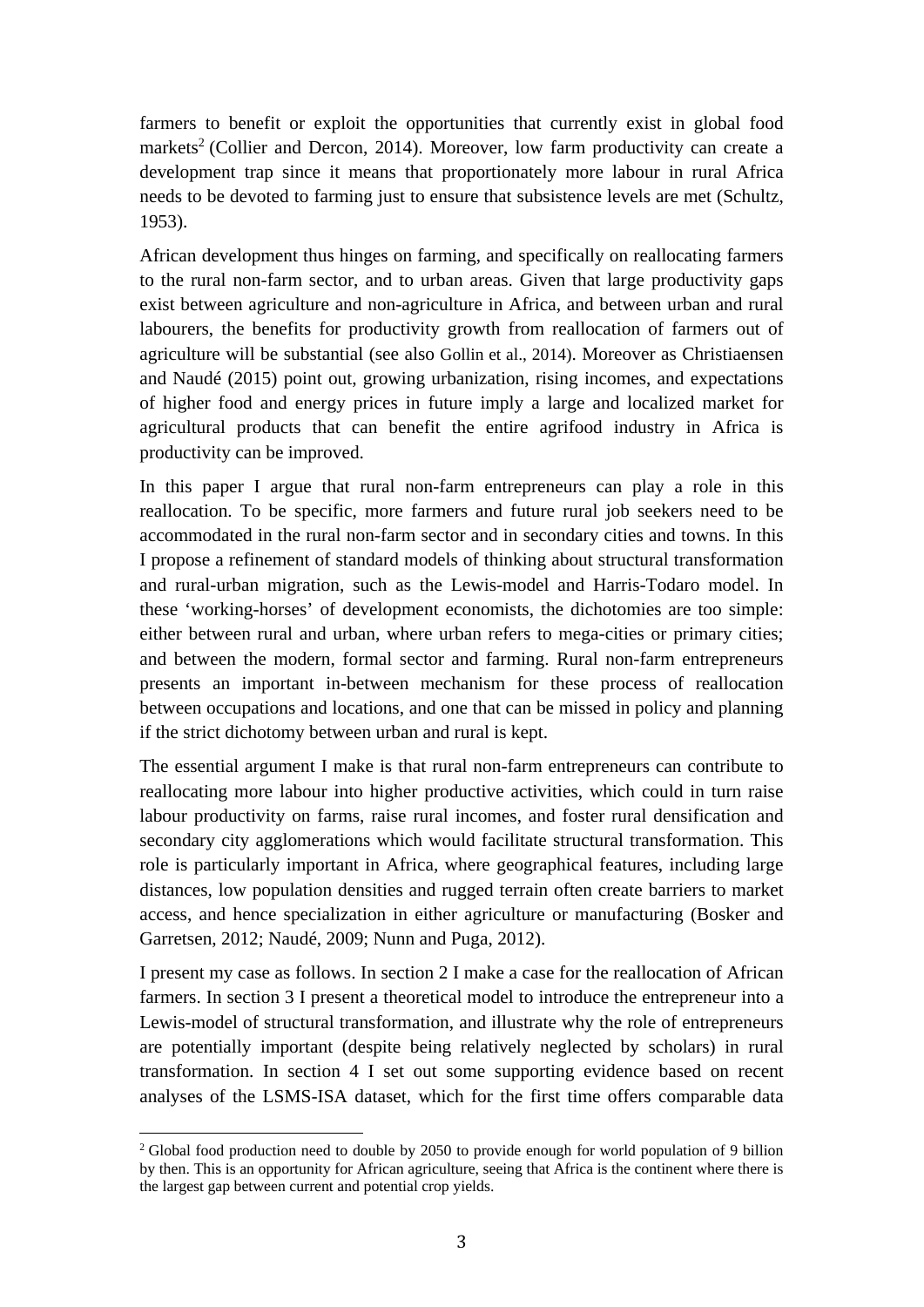farmers to benefit or exploit the opportunities that currently exist in global food markets[2] (Collier and Dercon, 2014). Moreover, low farm productivity can create a development trap since it means that proportionately more labour in rural Africa needs to be devoted to farming just to ensure that subsistence levels are met (Schultz, 1953).

African development thus hinges on farming, and specifically on reallocating farmers to the rural non-farm sector, and to urban areas. Given that large productivity gaps exist between agriculture and non-agriculture in Africa, and between urban and rural labourers, the benefits for productivity growth from reallocation of farmers out of agriculture will be substantial (see also Gollin et al., 2014). Moreover as Christiaensen and Naudé (2015) point out, growing urbanization, rising incomes, and expectations of higher food and energy prices in future imply a large and localized market for agricultural products that can benefit the entire agrifood industry in Africa is productivity can be improved.

In this paper I argue that rural non-farm entrepreneurs can play a role in this reallocation. To be specific, more farmers and future rural job seekers need to be accommodated in the rural non-farm sector and in secondary cities and towns. In this I propose a refinement of standard models of thinking about structural transformation and rural-urban migration, such as the Lewis-model and Harris-Todaro model. In these 'working-horses' of development economists, the dichotomies are too simple: either between rural and urban, where urban refers to mega-cities or primary cities; and between the modern, formal sector and farming. Rural non-farm entrepreneurs presents an important in-between mechanism for these process of reallocation between occupations and locations, and one that can be missed in policy and planning if the strict dichotomy between urban and rural is kept.

The essential argument I make is that rural non-farm entrepreneurs can contribute to reallocating more labour into higher productive activities, which could in turn raise labour productivity on farms, raise rural incomes, and foster rural densification and secondary city agglomerations which would facilitate structural transformation. This role is particularly important in Africa, where geographical features, including large distances, low population densities and rugged terrain often create barriers to market access, and hence specialization in either agriculture or manufacturing (Bosker and Garretsen, 2012; Naudé, 2009; Nunn and Puga, 2012).

I present my case as follows. In section 2 I make a case for the reallocation of African farmers. In section 3 I present a theoretical model to introduce the entrepreneur into a Lewis-model of structural transformation, and illustrate why the role of entrepreneurs are potentially important (despite being relatively neglected by scholars) in rural transformation. In section 4 I set out some supporting evidence based on recent analyses of the LSMS-ISA dataset, which for the first time offers comparable data

---

[2] Global food production need to double by 2050 to provide enough for world population of 9 billion by then. This is an opportunity for African agriculture, seeing that Africa is the continent where there is the largest gap between current and potential crop yields.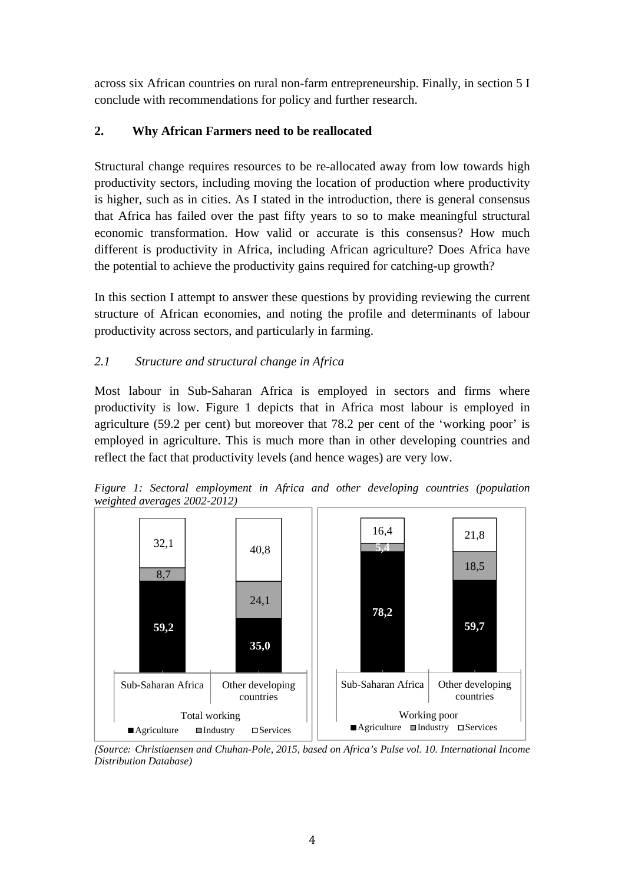across six African countries on rural non-farm entrepreneurship. Finally, in section 5 I conclude with recommendations for policy and further research.

## 2. Why African Farmers need to be reallocated

Structural change requires resources to be re-allocated away from low towards high productivity sectors, including moving the location of production where productivity is higher, such as in cities. As I stated in the introduction, there is general consensus that Africa has failed over the past fifty years to so to make meaningful structural economic transformation. How valid or accurate is this consensus? How much different is productivity in Africa, including African agriculture? Does Africa have the potential to achieve the productivity gains required for catching-up growth?

In this section I attempt to answer these questions by providing reviewing the current structure of African economies, and noting the profile and determinants of labour productivity across sectors, and particularly in farming.

### *2.1 Structure and structural change in Africa*

Most labour in Sub-Saharan Africa is employed in sectors and firms where productivity is low. Figure 1 depicts that in Africa most labour is employed in agriculture (59.2 per cent) but moreover that 78.2 per cent of the 'working poor' is employed in agriculture. This is much more than in other developing countries and reflect the fact that productivity levels (and hence wages) are very low.

*Figure 1: Sectoral employment in Africa and other developing countries (population weighted averages 2002-2012)*

| | Total working: Sub-Saharan Africa | Total working: Other developing countries | Working poor: Sub-Saharan Africa | Working poor: Other developing countries |
|---|---|---|---|---|
| Agriculture | 59,2 | 35,0 | 78,2 | 59,7 |
| Industry | 8,7 | 24,1 | 5,4 | 18,5 |
| Services | 32,1 | 40,8 | 16,4 | 21,8 |

*(Source: Christiaensen and Chuhan-Pole, 2015, based on Africa's Pulse vol. 10. International Income Distribution Database)*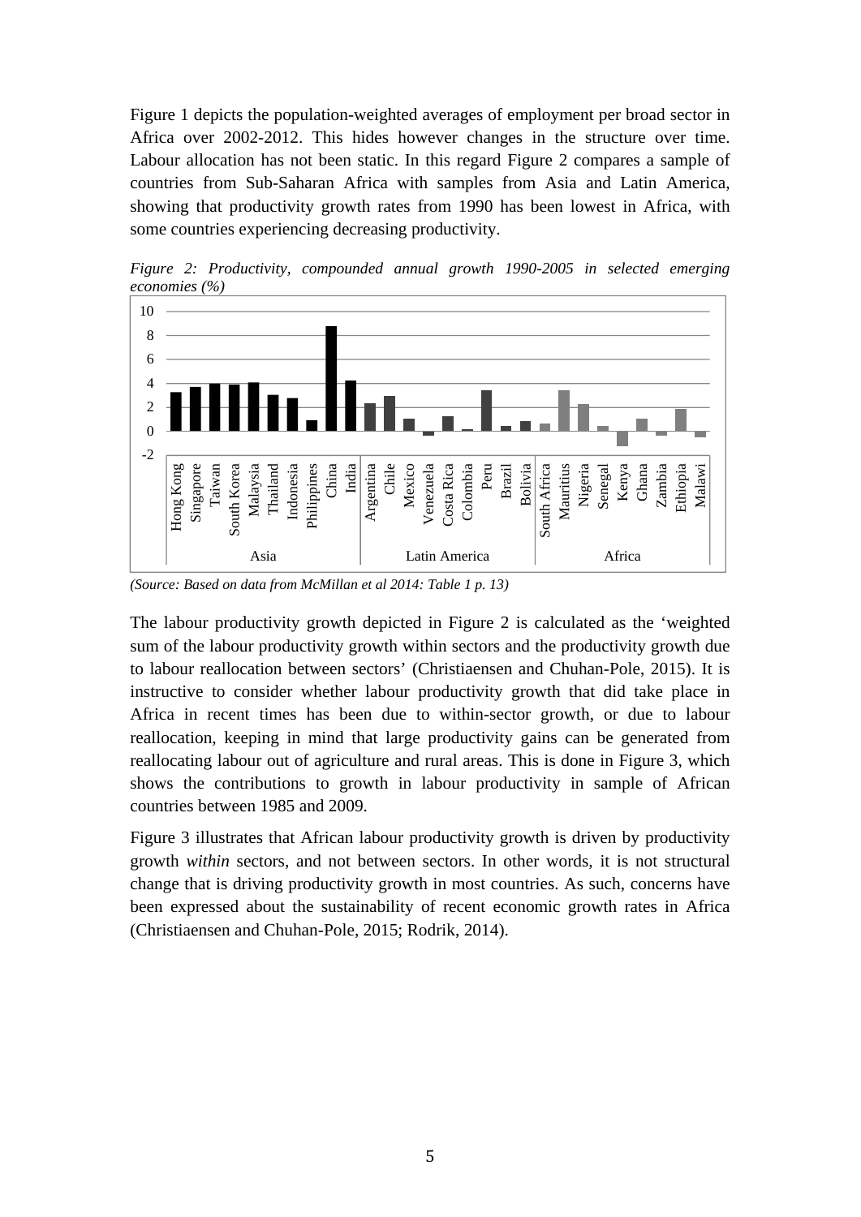Figure 1 depicts the population-weighted averages of employment per broad sector in Africa over 2002-2012. This hides however changes in the structure over time. Labour allocation has not been static. In this regard Figure 2 compares a sample of countries from Sub-Saharan Africa with samples from Asia and Latin America, showing that productivity growth rates from 1990 has been lowest in Africa, with some countries experiencing decreasing productivity.

*Figure 2: Productivity, compounded annual growth 1990-2005 in selected emerging economies (%)*

*(Source: Based on data from McMillan et al 2014: Table 1 p. 13)*

The labour productivity growth depicted in Figure 2 is calculated as the 'weighted sum of the labour productivity growth within sectors and the productivity growth due to labour reallocation between sectors' (Christiaensen and Chuhan-Pole, 2015). It is instructive to consider whether labour productivity growth that did take place in Africa in recent times has been due to within-sector growth, or due to labour reallocation, keeping in mind that large productivity gains can be generated from reallocating labour out of agriculture and rural areas. This is done in Figure 3, which shows the contributions to growth in labour productivity in sample of African countries between 1985 and 2009.

Figure 3 illustrates that African labour productivity growth is driven by productivity growth *within* sectors, and not between sectors. In other words, it is not structural change that is driving productivity growth in most countries. As such, concerns have been expressed about the sustainability of recent economic growth rates in Africa (Christiaensen and Chuhan-Pole, 2015; Rodrik, 2014).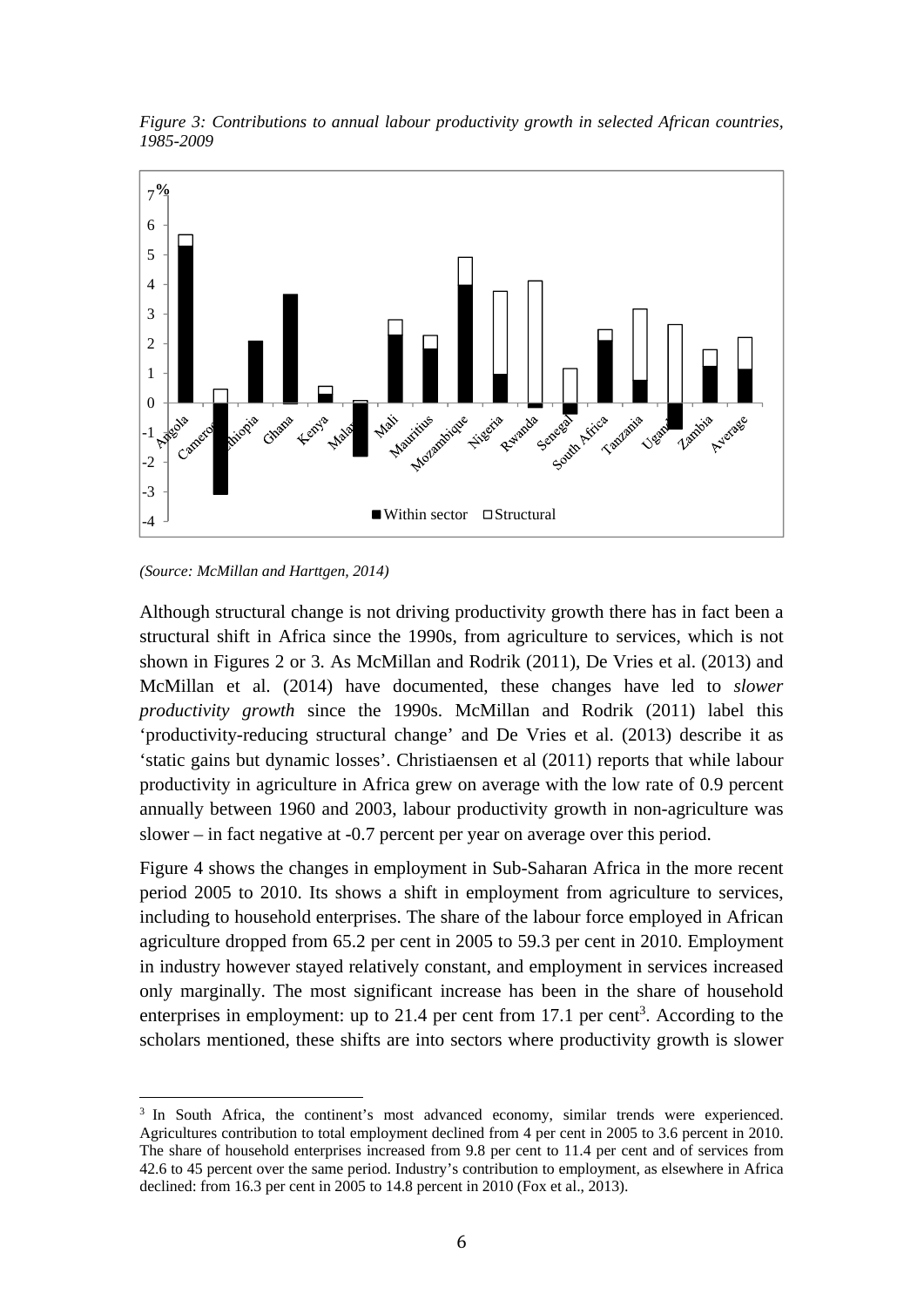*Figure 3: Contributions to annual labour productivity growth in selected African countries, 1985-2009*

*(Source: McMillan and Harttgen, 2014)*

Although structural change is not driving productivity growth there has in fact been a structural shift in Africa since the 1990s, from agriculture to services, which is not shown in Figures 2 or 3. As McMillan and Rodrik (2011), De Vries et al. (2013) and McMillan et al. (2014) have documented, these changes have led to *slower productivity growth* since the 1990s. McMillan and Rodrik (2011) label this 'productivity-reducing structural change' and De Vries et al. (2013) describe it as 'static gains but dynamic losses'. Christiaensen et al (2011) reports that while labour productivity in agriculture in Africa grew on average with the low rate of 0.9 percent annually between 1960 and 2003, labour productivity growth in non-agriculture was slower – in fact negative at -0.7 percent per year on average over this period.

Figure 4 shows the changes in employment in Sub-Saharan Africa in the more recent period 2005 to 2010. Its shows a shift in employment from agriculture to services, including to household enterprises. The share of the labour force employed in African agriculture dropped from 65.2 per cent in 2005 to 59.3 per cent in 2010. Employment in industry however stayed relatively constant, and employment in services increased only marginally. The most significant increase has been in the share of household enterprises in employment: up to 21.4 per cent from 17.1 per cent[3]. According to the scholars mentioned, these shifts are into sectors where productivity growth is slower

[3] In South Africa, the continent's most advanced economy, similar trends were experienced. Agricultures contribution to total employment declined from 4 per cent in 2005 to 3.6 percent in 2010. The share of household enterprises increased from 9.8 per cent to 11.4 per cent and of services from 42.6 to 45 percent over the same period. Industry's contribution to employment, as elsewhere in Africa declined: from 16.3 per cent in 2005 to 14.8 percent in 2010 (Fox et al., 2013).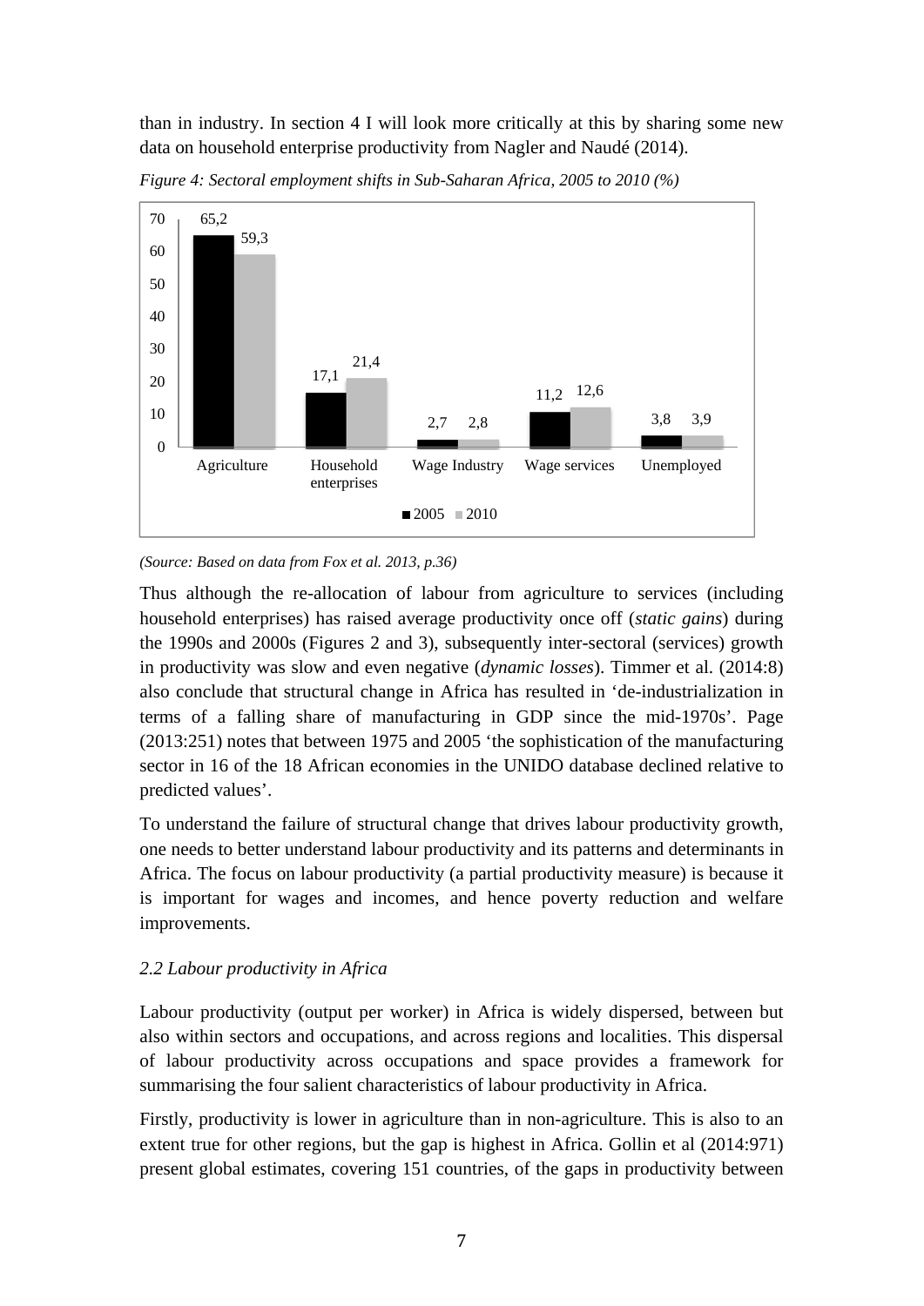than in industry. In section 4 I will look more critically at this by sharing some new data on household enterprise productivity from Nagler and Naudé (2014).

*Figure 4: Sectoral employment shifts in Sub-Saharan Africa, 2005 to 2010 (%)*

| | 2005 | 2010 |
|---|---|---|
| Agriculture | 65,2 | 59,3 |
| Household enterprises | 17,1 | 21,4 |
| Wage Industry | 2,7 | 2,8 |
| Wage services | 11,2 | 12,6 |
| Unemployed | 3,8 | 3,9 |

*(Source: Based on data from Fox et al. 2013, p.36)*

Thus although the re-allocation of labour from agriculture to services (including household enterprises) has raised average productivity once off (*static gains*) during the 1990s and 2000s (Figures 2 and 3), subsequently inter-sectoral (services) growth in productivity was slow and even negative (*dynamic losses*). Timmer et al. (2014:8) also conclude that structural change in Africa has resulted in 'de-industrialization in terms of a falling share of manufacturing in GDP since the mid-1970s'. Page (2013:251) notes that between 1975 and 2005 'the sophistication of the manufacturing sector in 16 of the 18 African economies in the UNIDO database declined relative to predicted values'.

To understand the failure of structural change that drives labour productivity growth, one needs to better understand labour productivity and its patterns and determinants in Africa. The focus on labour productivity (a partial productivity measure) is because it is important for wages and incomes, and hence poverty reduction and welfare improvements.

### *2.2 Labour productivity in Africa*

Labour productivity (output per worker) in Africa is widely dispersed, between but also within sectors and occupations, and across regions and localities. This dispersal of labour productivity across occupations and space provides a framework for summarising the four salient characteristics of labour productivity in Africa.

Firstly, productivity is lower in agriculture than in non-agriculture. This is also to an extent true for other regions, but the gap is highest in Africa. Gollin et al (2014:971) present global estimates, covering 151 countries, of the gaps in productivity between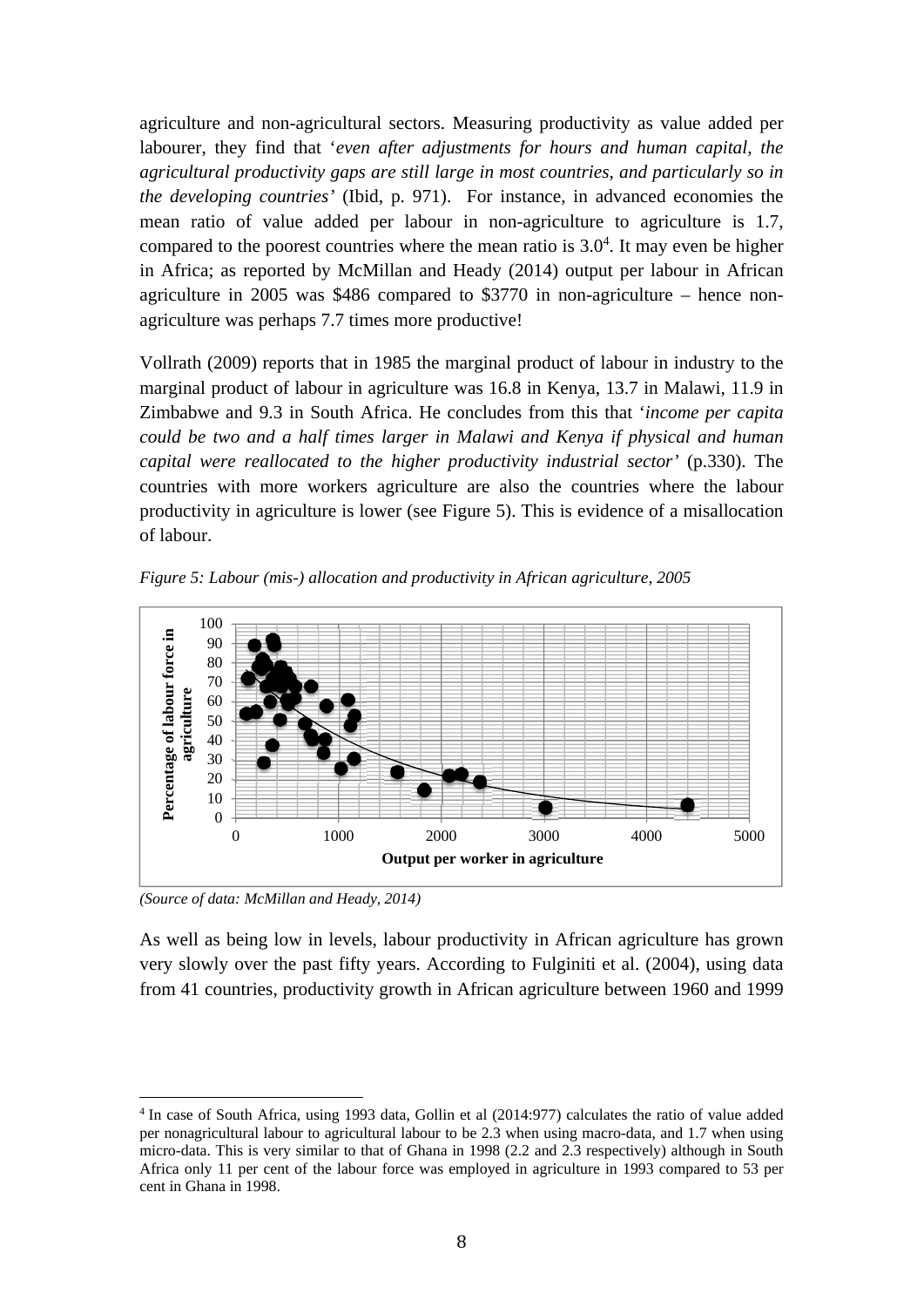agriculture and non-agricultural sectors. Measuring productivity as value added per labourer, they find that '*even after adjustments for hours and human capital, the agricultural productivity gaps are still large in most countries, and particularly so in the developing countries*' (Ibid, p. 971). For instance, in advanced economies the mean ratio of value added per labour in non-agriculture to agriculture is 1.7, compared to the poorest countries where the mean ratio is 3.0[4]. It may even be higher in Africa; as reported by McMillan and Heady (2014) output per labour in African agriculture in 2005 was \$486 compared to \$3770 in non-agriculture – hence non-agriculture was perhaps 7.7 times more productive!

Vollrath (2009) reports that in 1985 the marginal product of labour in industry to the marginal product of labour in agriculture was 16.8 in Kenya, 13.7 in Malawi, 11.9 in Zimbabwe and 9.3 in South Africa. He concludes from this that '*income per capita could be two and a half times larger in Malawi and Kenya if physical and human capital were reallocated to the higher productivity industrial sector*' (p.330). The countries with more workers agriculture are also the countries where the labour productivity in agriculture is lower (see Figure 5). This is evidence of a misallocation of labour.

*Figure 5: Labour (mis-) allocation and productivity in African agriculture, 2005*

*(Source of data: McMillan and Heady, 2014)*

As well as being low in levels, labour productivity in African agriculture has grown very slowly over the past fifty years. According to Fulginiti et al. (2004), using data from 41 countries, productivity growth in African agriculture between 1960 and 1999

---

[4] In case of South Africa, using 1993 data, Gollin et al (2014:977) calculates the ratio of value added per nonagricultural labour to agricultural labour to be 2.3 when using macro-data, and 1.7 when using micro-data. This is very similar to that of Ghana in 1998 (2.2 and 2.3 respectively) although in South Africa only 11 per cent of the labour force was employed in agriculture in 1993 compared to 53 per cent in Ghana in 1998.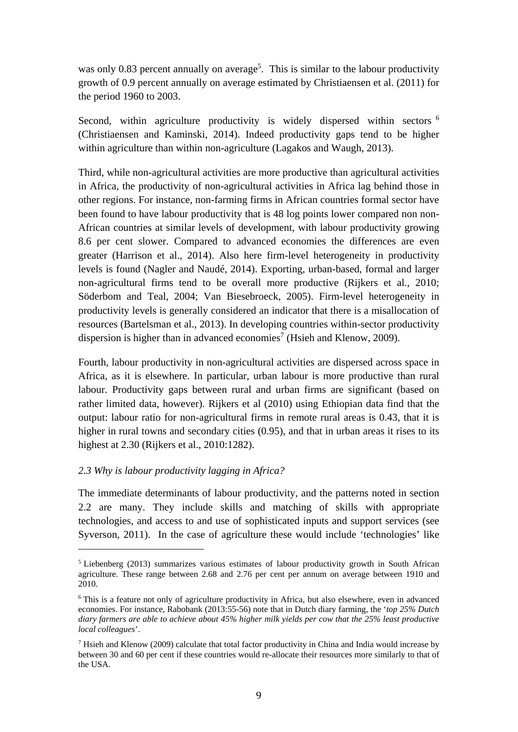was only 0.83 percent annually on average[5]. This is similar to the labour productivity growth of 0.9 percent annually on average estimated by Christiaensen et al. (2011) for the period 1960 to 2003.

Second, within agriculture productivity is widely dispersed within sectors [6] (Christiaensen and Kaminski, 2014). Indeed productivity gaps tend to be higher within agriculture than within non-agriculture (Lagakos and Waugh, 2013).

Third, while non-agricultural activities are more productive than agricultural activities in Africa, the productivity of non-agricultural activities in Africa lag behind those in other regions. For instance, non-farming firms in African countries formal sector have been found to have labour productivity that is 48 log points lower compared non non-African countries at similar levels of development, with labour productivity growing 8.6 per cent slower. Compared to advanced economies the differences are even greater (Harrison et al., 2014). Also here firm-level heterogeneity in productivity levels is found (Nagler and Naudé, 2014). Exporting, urban-based, formal and larger non-agricultural firms tend to be overall more productive (Rijkers et al., 2010; Söderbom and Teal, 2004; Van Biesebroeck, 2005). Firm-level heterogeneity in productivity levels is generally considered an indicator that there is a misallocation of resources (Bartelsman et al., 2013). In developing countries within-sector productivity dispersion is higher than in advanced economies[7] (Hsieh and Klenow, 2009).

Fourth, labour productivity in non-agricultural activities are dispersed across space in Africa, as it is elsewhere. In particular, urban labour is more productive than rural labour. Productivity gaps between rural and urban firms are significant (based on rather limited data, however). Rijkers et al (2010) using Ethiopian data find that the output: labour ratio for non-agricultural firms in remote rural areas is 0.43, that it is higher in rural towns and secondary cities (0.95), and that in urban areas it rises to its highest at 2.30 (Rijkers et al., 2010:1282).

### *2.3 Why is labour productivity lagging in Africa?*

The immediate determinants of labour productivity, and the patterns noted in section 2.2 are many. They include skills and matching of skills with appropriate technologies, and access to and use of sophisticated inputs and support services (see Syverson, 2011). In the case of agriculture these would include 'technologies' like

---

[5] Liebenberg (2013) summarizes various estimates of labour productivity growth in South African agriculture. These range between 2.68 and 2.76 per cent per annum on average between 1910 and 2010.

[6] This is a feature not only of agriculture productivity in Africa, but also elsewhere, even in advanced economies. For instance, Rabobank (2013:55-56) note that in Dutch diary farming, the '*top 25% Dutch diary farmers are able to achieve about 45% higher milk yields per cow that the 25% least productive local colleagues*'.

[7] Hsieh and Klenow (2009) calculate that total factor productivity in China and India would increase by between 30 and 60 per cent if these countries would re-allocate their resources more similarly to that of the USA.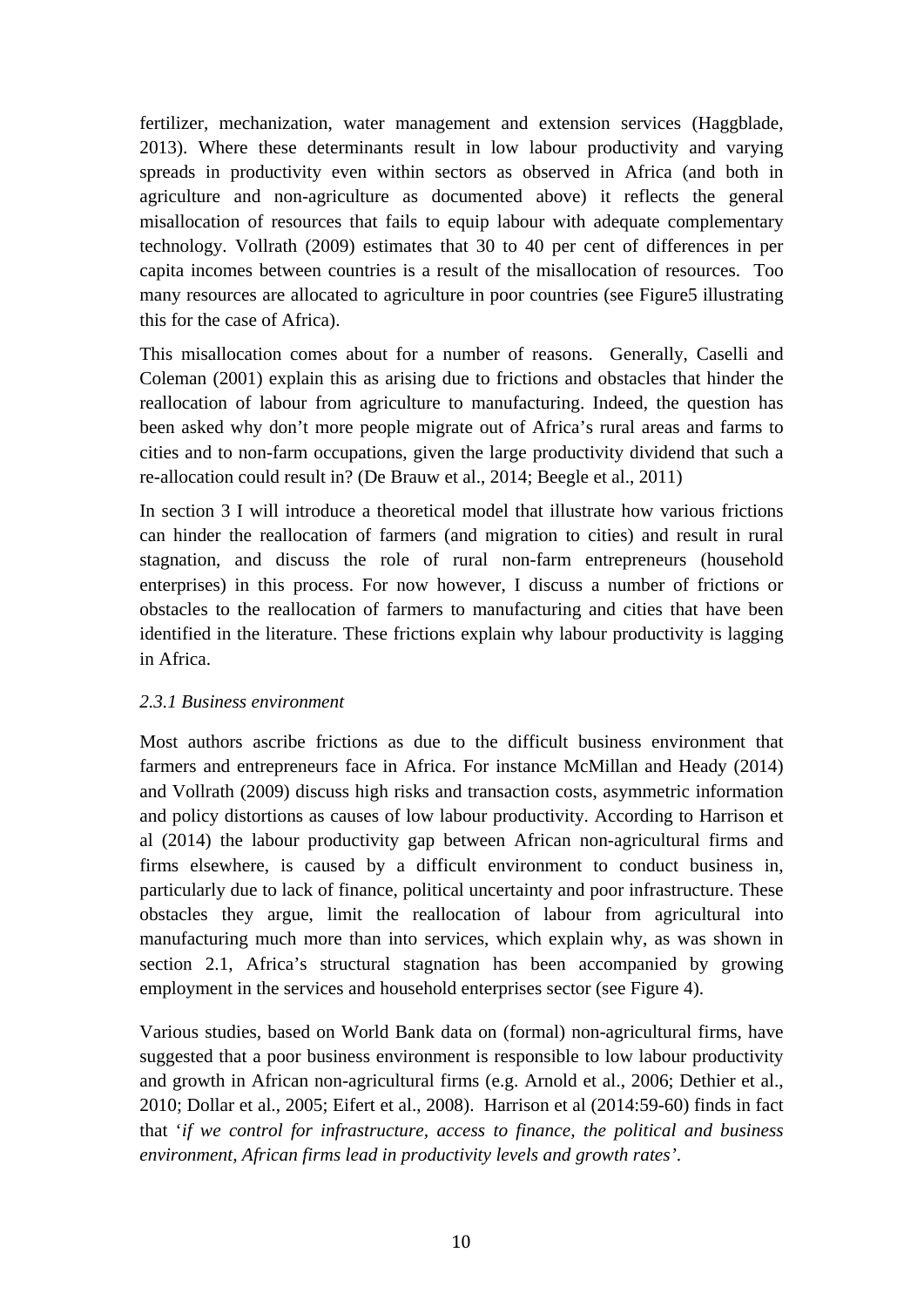fertilizer, mechanization, water management and extension services (Haggblade, 2013). Where these determinants result in low labour productivity and varying spreads in productivity even within sectors as observed in Africa (and both in agriculture and non-agriculture as documented above) it reflects the general misallocation of resources that fails to equip labour with adequate complementary technology. Vollrath (2009) estimates that 30 to 40 per cent of differences in per capita incomes between countries is a result of the misallocation of resources. Too many resources are allocated to agriculture in poor countries (see Figure5 illustrating this for the case of Africa).

This misallocation comes about for a number of reasons. Generally, Caselli and Coleman (2001) explain this as arising due to frictions and obstacles that hinder the reallocation of labour from agriculture to manufacturing. Indeed, the question has been asked why don't more people migrate out of Africa's rural areas and farms to cities and to non-farm occupations, given the large productivity dividend that such a re-allocation could result in? (De Brauw et al., 2014; Beegle et al., 2011)

In section 3 I will introduce a theoretical model that illustrate how various frictions can hinder the reallocation of farmers (and migration to cities) and result in rural stagnation, and discuss the role of rural non-farm entrepreneurs (household enterprises) in this process. For now however, I discuss a number of frictions or obstacles to the reallocation of farmers to manufacturing and cities that have been identified in the literature. These frictions explain why labour productivity is lagging in Africa.

#### *2.3.1 Business environment*

Most authors ascribe frictions as due to the difficult business environment that farmers and entrepreneurs face in Africa. For instance McMillan and Heady (2014) and Vollrath (2009) discuss high risks and transaction costs, asymmetric information and policy distortions as causes of low labour productivity. According to Harrison et al (2014) the labour productivity gap between African non-agricultural firms and firms elsewhere, is caused by a difficult environment to conduct business in, particularly due to lack of finance, political uncertainty and poor infrastructure. These obstacles they argue, limit the reallocation of labour from agricultural into manufacturing much more than into services, which explain why, as was shown in section 2.1, Africa's structural stagnation has been accompanied by growing employment in the services and household enterprises sector (see Figure 4).

Various studies, based on World Bank data on (formal) non-agricultural firms, have suggested that a poor business environment is responsible to low labour productivity and growth in African non-agricultural firms (e.g. Arnold et al., 2006; Dethier et al., 2010; Dollar et al., 2005; Eifert et al., 2008). Harrison et al (2014:59-60) finds in fact that '*if we control for infrastructure, access to finance, the political and business environment, African firms lead in productivity levels and growth rates*'.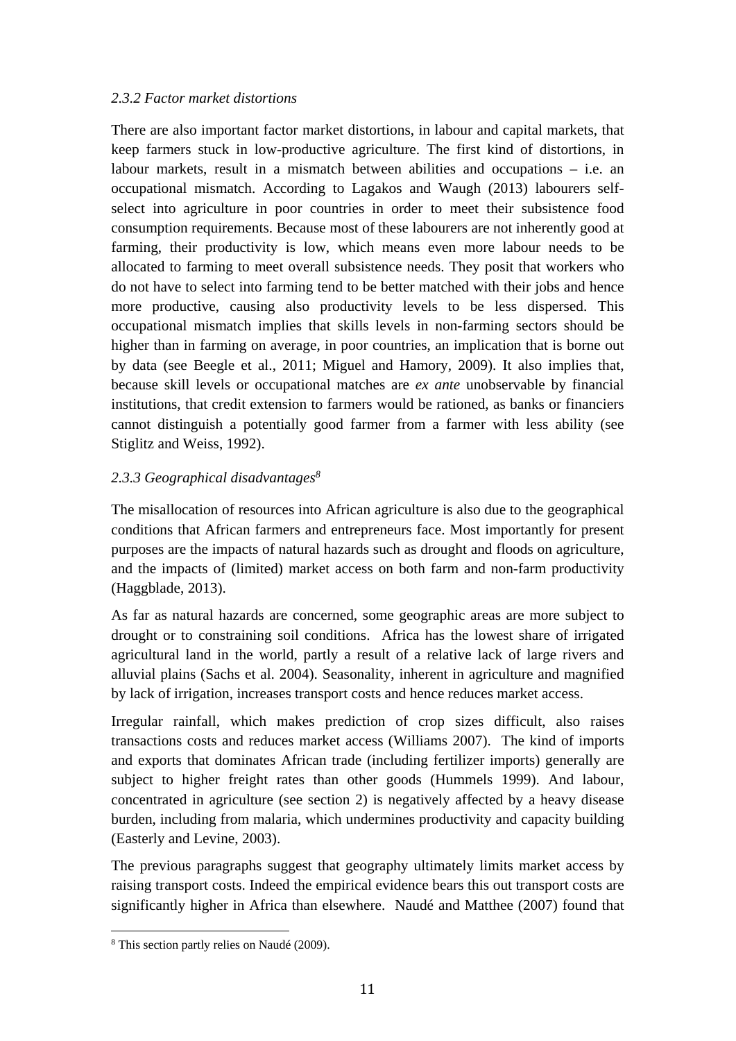*2.3.2 Factor market distortions*

There are also important factor market distortions, in labour and capital markets, that keep farmers stuck in low-productive agriculture. The first kind of distortions, in labour markets, result in a mismatch between abilities and occupations – i.e. an occupational mismatch. According to Lagakos and Waugh (2013) labourers self-select into agriculture in poor countries in order to meet their subsistence food consumption requirements. Because most of these labourers are not inherently good at farming, their productivity is low, which means even more labour needs to be allocated to farming to meet overall subsistence needs. They posit that workers who do not have to select into farming tend to be better matched with their jobs and hence more productive, causing also productivity levels to be less dispersed. This occupational mismatch implies that skills levels in non-farming sectors should be higher than in farming on average, in poor countries, an implication that is borne out by data (see Beegle et al., 2011; Miguel and Hamory, 2009). It also implies that, because skill levels or occupational matches are *ex ante* unobservable by financial institutions, that credit extension to farmers would be rationed, as banks or financiers cannot distinguish a potentially good farmer from a farmer with less ability (see Stiglitz and Weiss, 1992).

*2.3.3 Geographical disadvantages*[8]

The misallocation of resources into African agriculture is also due to the geographical conditions that African farmers and entrepreneurs face. Most importantly for present purposes are the impacts of natural hazards such as drought and floods on agriculture, and the impacts of (limited) market access on both farm and non-farm productivity (Haggblade, 2013).

As far as natural hazards are concerned, some geographic areas are more subject to drought or to constraining soil conditions. Africa has the lowest share of irrigated agricultural land in the world, partly a result of a relative lack of large rivers and alluvial plains (Sachs et al. 2004). Seasonality, inherent in agriculture and magnified by lack of irrigation, increases transport costs and hence reduces market access.

Irregular rainfall, which makes prediction of crop sizes difficult, also raises transactions costs and reduces market access (Williams 2007). The kind of imports and exports that dominates African trade (including fertilizer imports) generally are subject to higher freight rates than other goods (Hummels 1999). And labour, concentrated in agriculture (see section 2) is negatively affected by a heavy disease burden, including from malaria, which undermines productivity and capacity building (Easterly and Levine, 2003).

The previous paragraphs suggest that geography ultimately limits market access by raising transport costs. Indeed the empirical evidence bears this out transport costs are significantly higher in Africa than elsewhere. Naudé and Matthee (2007) found that

[8] This section partly relies on Naudé (2009).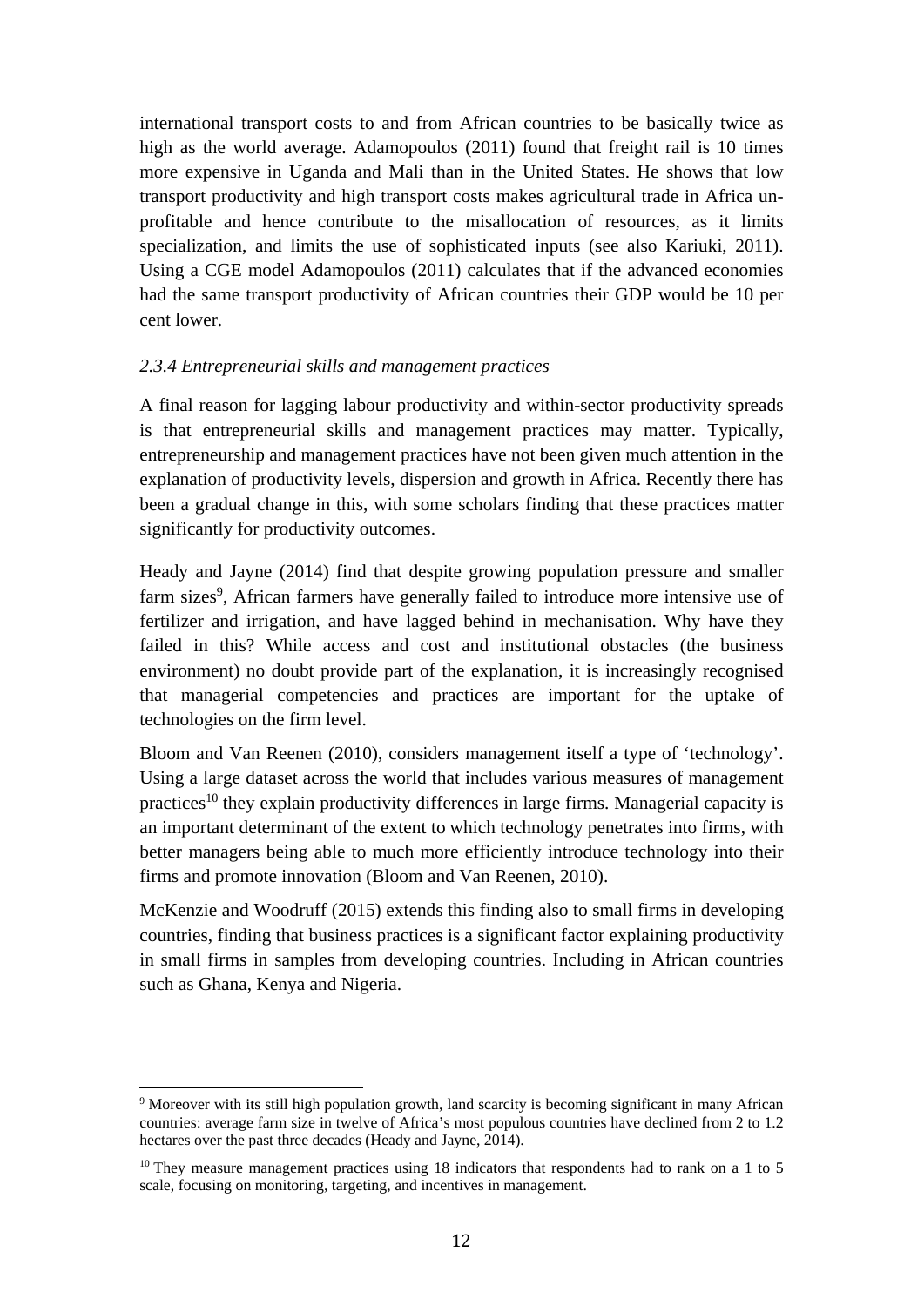international transport costs to and from African countries to be basically twice as high as the world average. Adamopoulos (2011) found that freight rail is 10 times more expensive in Uganda and Mali than in the United States. He shows that low transport productivity and high transport costs makes agricultural trade in Africa un-profitable and hence contribute to the misallocation of resources, as it limits specialization, and limits the use of sophisticated inputs (see also Kariuki, 2011). Using a CGE model Adamopoulos (2011) calculates that if the advanced economies had the same transport productivity of African countries their GDP would be 10 per cent lower.

#### *2.3.4 Entrepreneurial skills and management practices*

A final reason for lagging labour productivity and within-sector productivity spreads is that entrepreneurial skills and management practices may matter. Typically, entrepreneurship and management practices have not been given much attention in the explanation of productivity levels, dispersion and growth in Africa. Recently there has been a gradual change in this, with some scholars finding that these practices matter significantly for productivity outcomes.

Heady and Jayne (2014) find that despite growing population pressure and smaller farm sizes[9], African farmers have generally failed to introduce more intensive use of fertilizer and irrigation, and have lagged behind in mechanisation. Why have they failed in this? While access and cost and institutional obstacles (the business environment) no doubt provide part of the explanation, it is increasingly recognised that managerial competencies and practices are important for the uptake of technologies on the firm level.

Bloom and Van Reenen (2010), considers management itself a type of 'technology'. Using a large dataset across the world that includes various measures of management practices[10] they explain productivity differences in large firms. Managerial capacity is an important determinant of the extent to which technology penetrates into firms, with better managers being able to much more efficiently introduce technology into their firms and promote innovation (Bloom and Van Reenen, 2010).

McKenzie and Woodruff (2015) extends this finding also to small firms in developing countries, finding that business practices is a significant factor explaining productivity in small firms in samples from developing countries. Including in African countries such as Ghana, Kenya and Nigeria.

---

[9] Moreover with its still high population growth, land scarcity is becoming significant in many African countries: average farm size in twelve of Africa's most populous countries have declined from 2 to 1.2 hectares over the past three decades (Heady and Jayne, 2014).

[10] They measure management practices using 18 indicators that respondents had to rank on a 1 to 5 scale, focusing on monitoring, targeting, and incentives in management.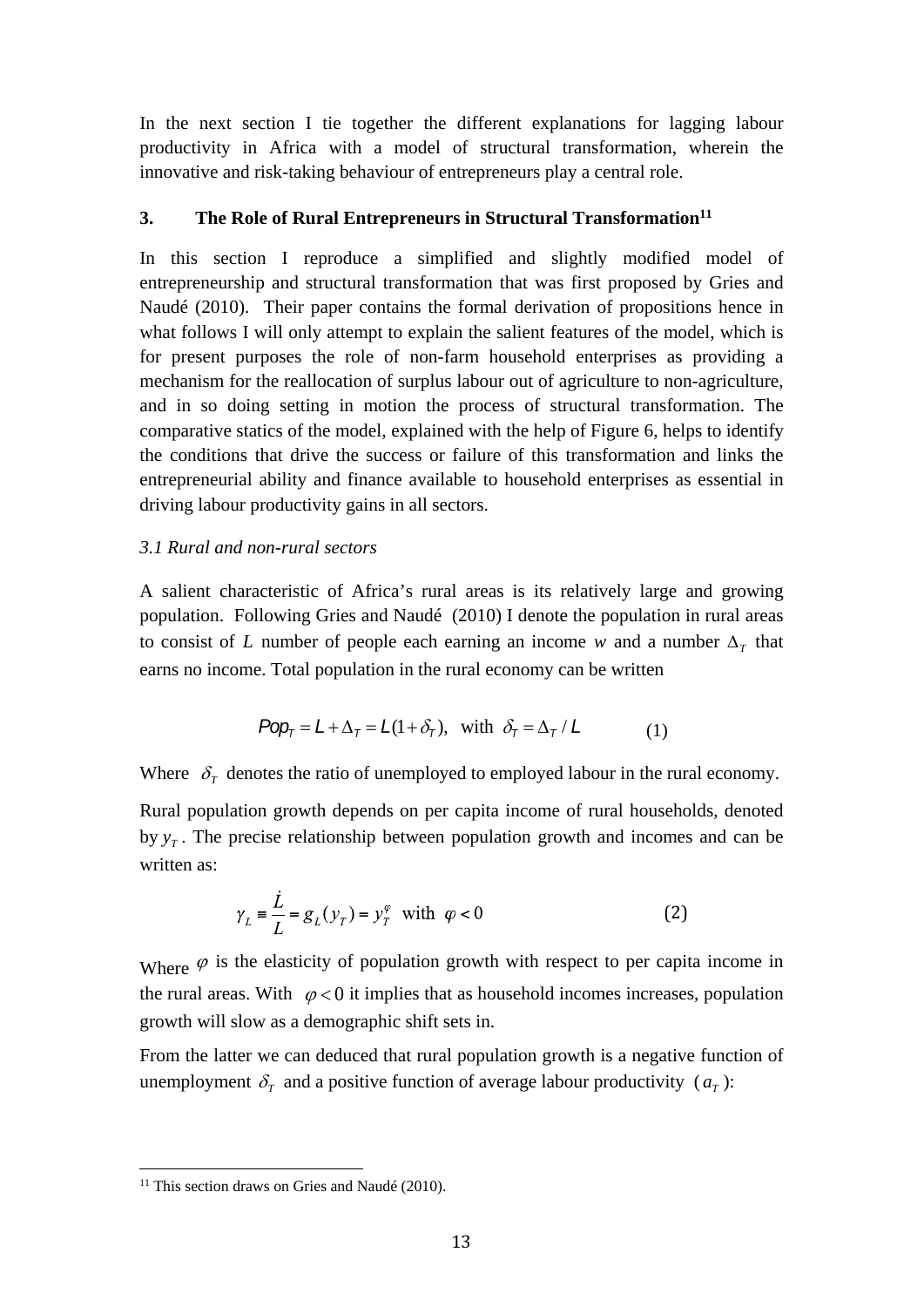In the next section I tie together the different explanations for lagging labour productivity in Africa with a model of structural transformation, wherein the innovative and risk-taking behaviour of entrepreneurs play a central role.

## 3. The Role of Rural Entrepreneurs in Structural Transformation[11]

In this section I reproduce a simplified and slightly modified model of entrepreneurship and structural transformation that was first proposed by Gries and Naudé (2010). Their paper contains the formal derivation of propositions hence in what follows I will only attempt to explain the salient features of the model, which is for present purposes the role of non-farm household enterprises as providing a mechanism for the reallocation of surplus labour out of agriculture to non-agriculture, and in so doing setting in motion the process of structural transformation. The comparative statics of the model, explained with the help of Figure 6, helps to identify the conditions that drive the success or failure of this transformation and links the entrepreneurial ability and finance available to household enterprises as essential in driving labour productivity gains in all sectors.

### *3.1 Rural and non-rural sectors*

A salient characteristic of Africa's rural areas is its relatively large and growing population. Following Gries and Naudé (2010) I denote the population in rural areas to consist of $L$ number of people each earning an income $w$ and a number $\Delta_T$ that earns no income. Total population in the rural economy can be written

$$Pop_T = L + \Delta_T = L(1+\delta_T), \text{ with } \delta_T = \Delta_T / L \qquad (1)$$

Where $\delta_T$ denotes the ratio of unemployed to employed labour in the rural economy.

Rural population growth depends on per capita income of rural households, denoted by $y_T$. The precise relationship between population growth and incomes and can be written as:

$$\gamma_L \equiv \frac{\dot{L}}{L} = g_L(y_T) = y_T^{\varphi} \text{ with } \varphi < 0 \qquad (2)$$

Where $\varphi$ is the elasticity of population growth with respect to per capita income in the rural areas. With $\varphi < 0$ it implies that as household incomes increases, population growth will slow as a demographic shift sets in.

From the latter we can deduced that rural population growth is a negative function of unemployment $\delta_T$ and a positive function of average labour productivity ($a_T$):

---

[11] This section draws on Gries and Naudé (2010).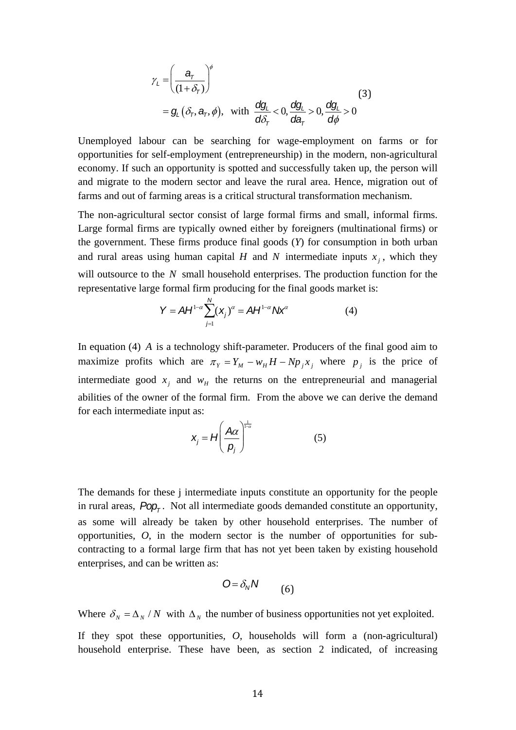$$\gamma_L = \left(\frac{a_T}{(1+\delta_T)}\right)^{\phi}$$
$$= g_L(\delta_T, a_T, \phi), \text{ with } \frac{dg_L}{d\delta_T} < 0, \frac{dg_L}{da_T} > 0, \frac{dg_L}{d\phi} > 0 \tag{3}$$

Unemployed labour can be searching for wage-employment on farms or for opportunities for self-employment (entrepreneurship) in the modern, non-agricultural economy. If such an opportunity is spotted and successfully taken up, the person will and migrate to the modern sector and leave the rural area. Hence, migration out of farms and out of farming areas is a critical structural transformation mechanism.

The non-agricultural sector consist of large formal firms and small, informal firms. Large formal firms are typically owned either by foreigners (multinational firms) or the government. These firms produce final goods (*Y*) for consumption in both urban and rural areas using human capital *H* and *N* intermediate inputs $x_j$, which they will outsource to the *N* small household enterprises. The production function for the representative large formal firm producing for the final goods market is:

$$Y = AH^{1-\alpha}\sum_{j=1}^{N}(x_j)^{\alpha} = AH^{1-\alpha}Nx^{\alpha} \tag{4}$$

In equation (4) *A* is a technology shift-parameter. Producers of the final good aim to maximize profits which are $\pi_Y = Y_M - w_H H - Np_j x_j$ where $p_j$ is the price of intermediate good $x_j$ and $w_H$ the returns on the entrepreneurial and managerial abilities of the owner of the formal firm. From the above we can derive the demand for each intermediate input as:

$$x_j = H\left(\frac{A\alpha}{p_j}\right)^{\frac{1}{1-\alpha}} \tag{5}$$

The demands for these j intermediate inputs constitute an opportunity for the people in rural areas, $Pop_T$. Not all intermediate goods demanded constitute an opportunity, as some will already be taken by other household enterprises. The number of opportunities, *O*, in the modern sector is the number of opportunities for sub-contracting to a formal large firm that has not yet been taken by existing household enterprises, and can be written as:

$$O = \delta_N N \tag{6}$$

Where $\delta_N = \Delta_N / N$ with $\Delta_N$ the number of business opportunities not yet exploited.

If they spot these opportunities, *O*, households will form a (non-agricultural) household enterprise. These have been, as section 2 indicated, of increasing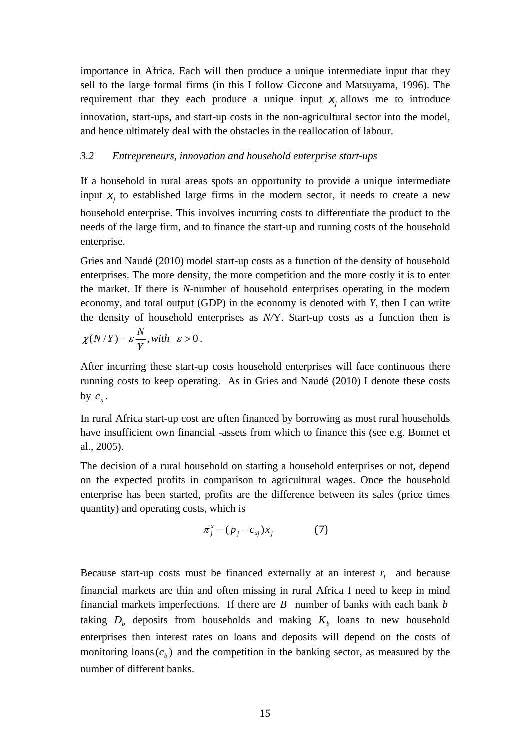importance in Africa. Each will then produce a unique intermediate input that they sell to the large formal firms (in this I follow Ciccone and Matsuyama, 1996). The requirement that they each produce a unique input $x_j$ allows me to introduce innovation, start-ups, and start-up costs in the non-agricultural sector into the model, and hence ultimately deal with the obstacles in the reallocation of labour.

### *3.2 Entrepreneurs, innovation and household enterprise start-ups*

If a household in rural areas spots an opportunity to provide a unique intermediate input $x_j$ to established large firms in the modern sector, it needs to create a new household enterprise. This involves incurring costs to differentiate the product to the needs of the large firm, and to finance the start-up and running costs of the household enterprise.

Gries and Naudé (2010) model start-up costs as a function of the density of household enterprises. The more density, the more competition and the more costly it is to enter the market. If there is *N*-number of household enterprises operating in the modern economy, and total output (GDP) in the economy is denoted with *Y*, then I can write the density of household enterprises as *N/*Y. Start-up costs as a function then is $\chi(N/Y) = \varepsilon \dfrac{N}{Y}, with \quad \varepsilon > 0$.

After incurring these start-up costs household enterprises will face continuous there running costs to keep operating. As in Gries and Naudé (2010) I denote these costs by $c_x$.

In rural Africa start-up cost are often financed by borrowing as most rural households have insufficient own financial -assets from which to finance this (see e.g. Bonnet et al., 2005).

The decision of a rural household on starting a household enterprises or not, depend on the expected profits in comparison to agricultural wages. Once the household enterprise has been started, profits are the difference between its sales (price times quantity) and operating costs, which is

$$\pi_j^x = (p_j - c_{xj})x_j \qquad (7)$$

Because start-up costs must be financed externally at an interest $r_l$ and because financial markets are thin and often missing in rural Africa I need to keep in mind financial markets imperfections. If there are $B$ number of banks with each bank $b$ taking $D_b$ deposits from households and making $K_b$ loans to new household enterprises then interest rates on loans and deposits will depend on the costs of monitoring loans $(c_b)$ and the competition in the banking sector, as measured by the number of different banks.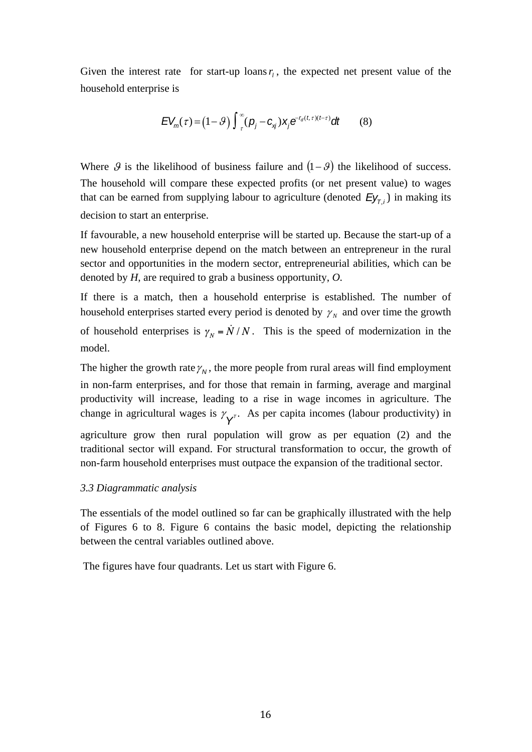Given the interest rate for start-up loans $r_l$, the expected net present value of the household enterprise is

$$EV_m(\tau) = (1-\vartheta)\int_{\tau}^{\infty}(p_j - c_{xj})x_j e^{-r_d(t,\tau)(t-\tau)}dt \qquad (8)$$

Where $\vartheta$ is the likelihood of business failure and $(1-\vartheta)$ the likelihood of success. The household will compare these expected profits (or net present value) to wages that can be earned from supplying labour to agriculture (denoted $Ey_{T,i}$) in making its decision to start an enterprise.

If favourable, a new household enterprise will be started up. Because the start-up of a new household enterprise depend on the match between an entrepreneur in the rural sector and opportunities in the modern sector, entrepreneurial abilities, which can be denoted by *H*, are required to grab a business opportunity, *O*.

If there is a match, then a household enterprise is established. The number of household enterprises started every period is denoted by $\gamma_N$ and over time the growth of household enterprises is $\gamma_N = \dot{N}/N$. This is the speed of modernization in the model.

The higher the growth rate $\gamma_N$, the more people from rural areas will find employment in non-farm enterprises, and for those that remain in farming, average and marginal productivity will increase, leading to a rise in wage incomes in agriculture. The change in agricultural wages is $\gamma_{Y^T}$. As per capita incomes (labour productivity) in agriculture grow then rural population will grow as per equation (2) and the traditional sector will expand. For structural transformation to occur, the growth of non-farm household enterprises must outpace the expansion of the traditional sector.

*3.3 Diagrammatic analysis*

The essentials of the model outlined so far can be graphically illustrated with the help of Figures 6 to 8. Figure 6 contains the basic model, depicting the relationship between the central variables outlined above.

The figures have four quadrants. Let us start with Figure 6.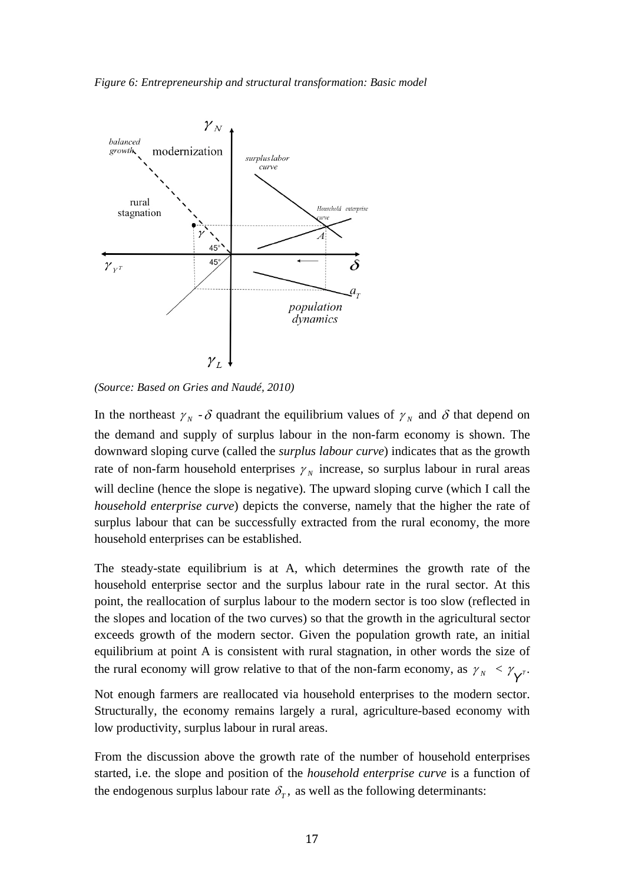*Figure 6: Entrepreneurship and structural transformation: Basic model*

*(Source: Based on Gries and Naudé, 2010)*

In the northeast $\gamma_N$ - $\delta$ quadrant the equilibrium values of $\gamma_N$ and $\delta$ that depend on the demand and supply of surplus labour in the non-farm economy is shown. The downward sloping curve (called the *surplus labour curve*) indicates that as the growth rate of non-farm household enterprises $\gamma_N$ increase, so surplus labour in rural areas will decline (hence the slope is negative). The upward sloping curve (which I call the *household enterprise curve*) depicts the converse, namely that the higher the rate of surplus labour that can be successfully extracted from the rural economy, the more household enterprises can be established.

The steady-state equilibrium is at A, which determines the growth rate of the household enterprise sector and the surplus labour rate in the rural sector. At this point, the reallocation of surplus labour to the modern sector is too slow (reflected in the slopes and location of the two curves) so that the growth in the agricultural sector exceeds growth of the modern sector. Given the population growth rate, an initial equilibrium at point A is consistent with rural stagnation, in other words the size of the rural economy will grow relative to that of the non-farm economy, as $\gamma_N < \gamma_{Y^T}$.

Not enough farmers are reallocated via household enterprises to the modern sector. Structurally, the economy remains largely a rural, agriculture-based economy with low productivity, surplus labour in rural areas.

From the discussion above the growth rate of the number of household enterprises started, i.e. the slope and position of the *household enterprise curve* is a function of the endogenous surplus labour rate $\delta_T$, as well as the following determinants: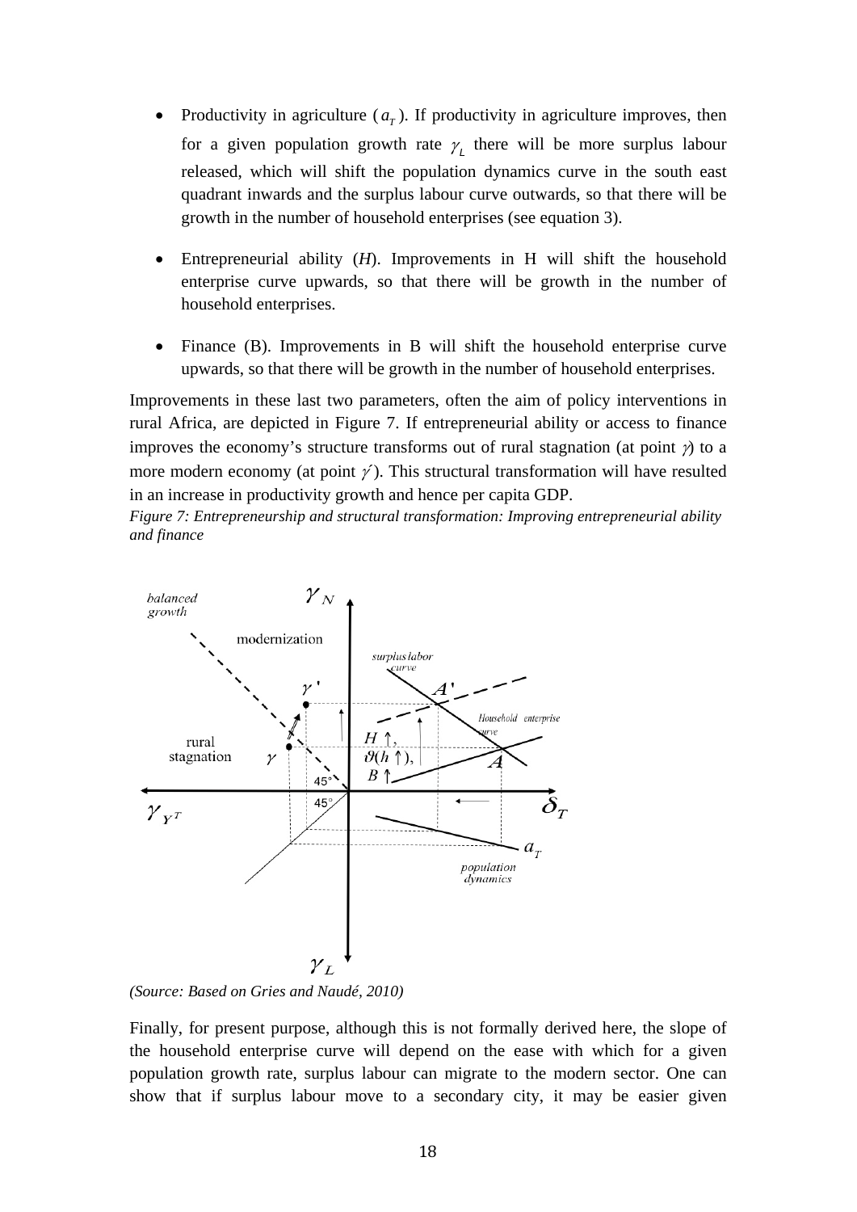- Productivity in agriculture ($a_T$). If productivity in agriculture improves, then for a given population growth rate $\gamma_L$ there will be more surplus labour released, which will shift the population dynamics curve in the south east quadrant inwards and the surplus labour curve outwards, so that there will be growth in the number of household enterprises (see equation 3).

- Entrepreneurial ability (*H*). Improvements in H will shift the household enterprise curve upwards, so that there will be growth in the number of household enterprises.

- Finance (B). Improvements in B will shift the household enterprise curve upwards, so that there will be growth in the number of household enterprises.

Improvements in these last two parameters, often the aim of policy interventions in rural Africa, are depicted in Figure 7. If entrepreneurial ability or access to finance improves the economy's structure transforms out of rural stagnation (at point $\gamma$) to a more modern economy (at point $\gamma'$). This structural transformation will have resulted in an increase in productivity growth and hence per capita GDP.

*Figure 7: Entrepreneurship and structural transformation: Improving entrepreneurial ability and finance*

*(Source: Based on Gries and Naudé, 2010)*

Finally, for present purpose, although this is not formally derived here, the slope of the household enterprise curve will depend on the ease with which for a given population growth rate, surplus labour can migrate to the modern sector. One can show that if surplus labour move to a secondary city, it may be easier given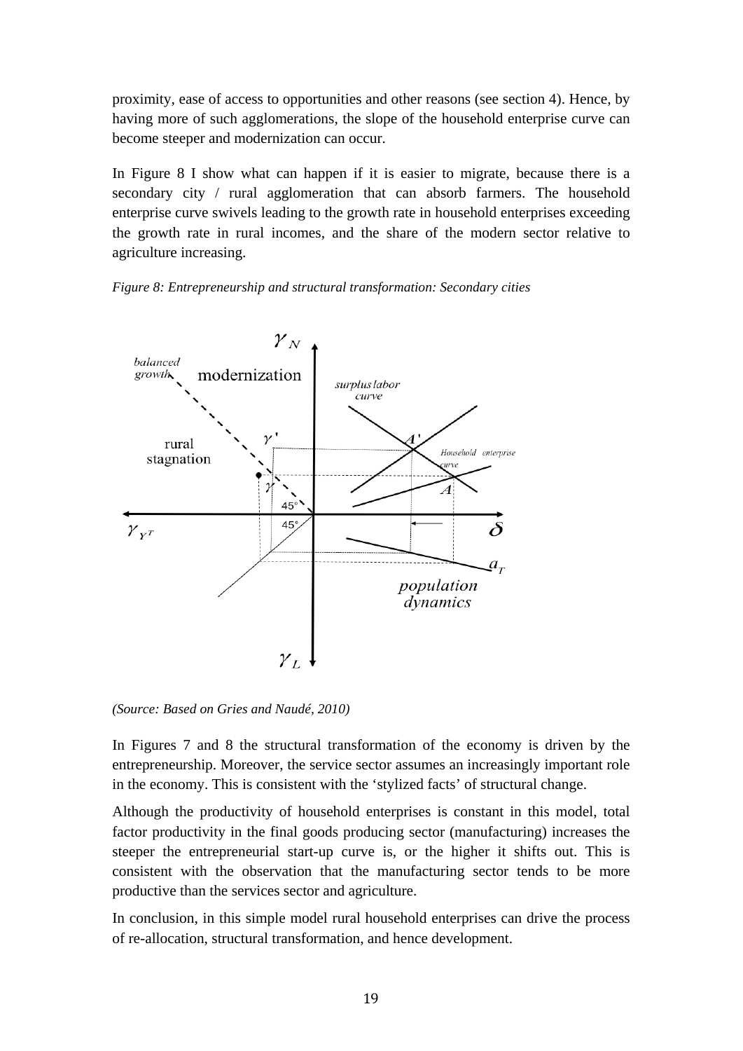proximity, ease of access to opportunities and other reasons (see section 4). Hence, by having more of such agglomerations, the slope of the household enterprise curve can become steeper and modernization can occur.

In Figure 8 I show what can happen if it is easier to migrate, because there is a secondary city / rural agglomeration that can absorb farmers. The household enterprise curve swivels leading to the growth rate in household enterprises exceeding the growth rate in rural incomes, and the share of the modern sector relative to agriculture increasing.

*Figure 8: Entrepreneurship and structural transformation: Secondary cities*

*(Source: Based on Gries and Naudé, 2010)*

In Figures 7 and 8 the structural transformation of the economy is driven by the entrepreneurship. Moreover, the service sector assumes an increasingly important role in the economy. This is consistent with the 'stylized facts' of structural change.

Although the productivity of household enterprises is constant in this model, total factor productivity in the final goods producing sector (manufacturing) increases the steeper the entrepreneurial start-up curve is, or the higher it shifts out. This is consistent with the observation that the manufacturing sector tends to be more productive than the services sector and agriculture.

In conclusion, in this simple model rural household enterprises can drive the process of re-allocation, structural transformation, and hence development.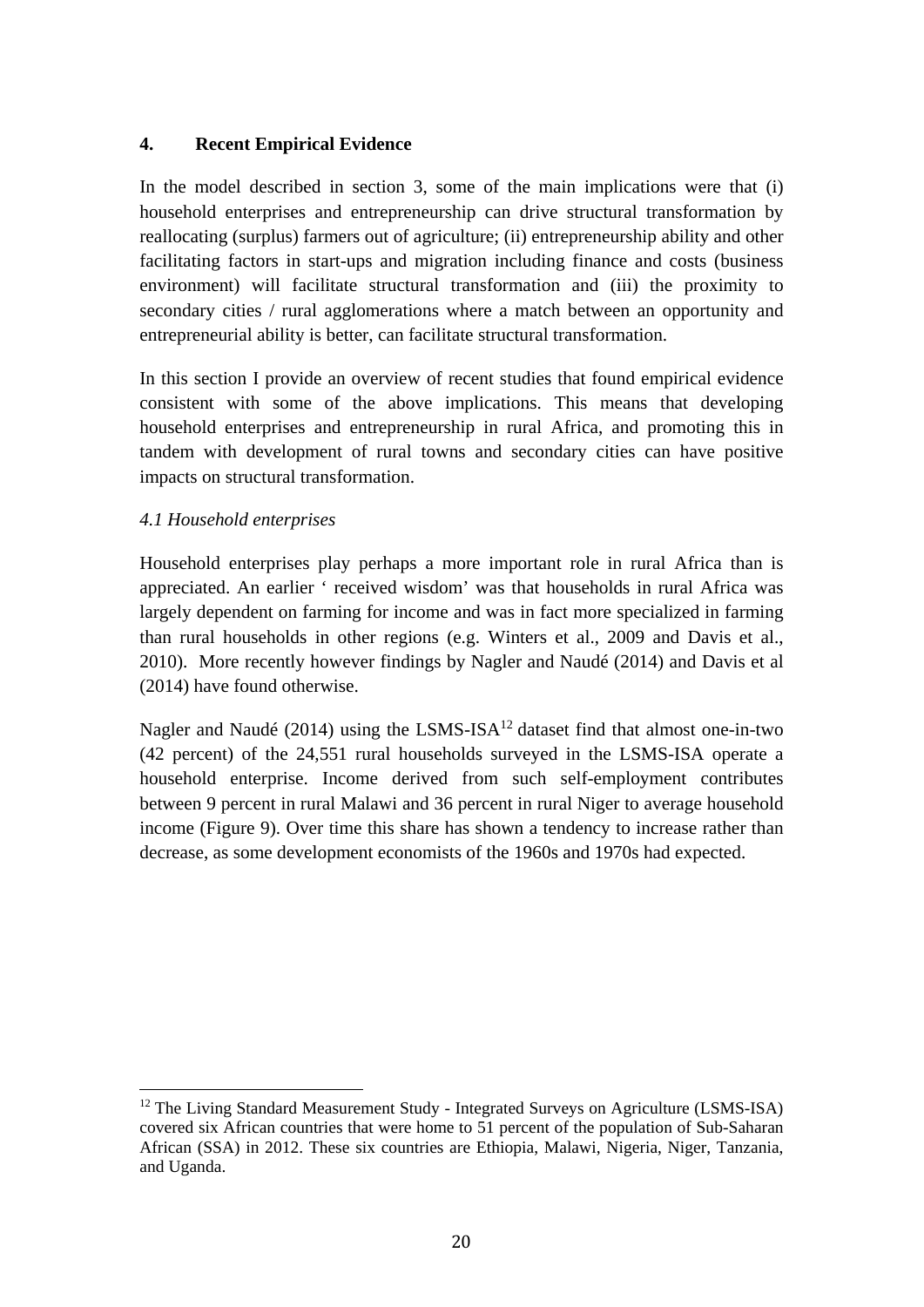## 4. Recent Empirical Evidence

In the model described in section 3, some of the main implications were that (i) household enterprises and entrepreneurship can drive structural transformation by reallocating (surplus) farmers out of agriculture; (ii) entrepreneurship ability and other facilitating factors in start-ups and migration including finance and costs (business environment) will facilitate structural transformation and (iii) the proximity to secondary cities / rural agglomerations where a match between an opportunity and entrepreneurial ability is better, can facilitate structural transformation.

In this section I provide an overview of recent studies that found empirical evidence consistent with some of the above implications. This means that developing household enterprises and entrepreneurship in rural Africa, and promoting this in tandem with development of rural towns and secondary cities can have positive impacts on structural transformation.

### *4.1 Household enterprises*

Household enterprises play perhaps a more important role in rural Africa than is appreciated. An earlier ' received wisdom' was that households in rural Africa was largely dependent on farming for income and was in fact more specialized in farming than rural households in other regions (e.g. Winters et al., 2009 and Davis et al., 2010). More recently however findings by Nagler and Naudé (2014) and Davis et al (2014) have found otherwise.

Nagler and Naudé (2014) using the LSMS-ISA[12] dataset find that almost one-in-two (42 percent) of the 24,551 rural households surveyed in the LSMS-ISA operate a household enterprise. Income derived from such self-employment contributes between 9 percent in rural Malawi and 36 percent in rural Niger to average household income (Figure 9). Over time this share has shown a tendency to increase rather than decrease, as some development economists of the 1960s and 1970s had expected.

[12] The Living Standard Measurement Study - Integrated Surveys on Agriculture (LSMS-ISA) covered six African countries that were home to 51 percent of the population of Sub-Saharan African (SSA) in 2012. These six countries are Ethiopia, Malawi, Nigeria, Niger, Tanzania, and Uganda.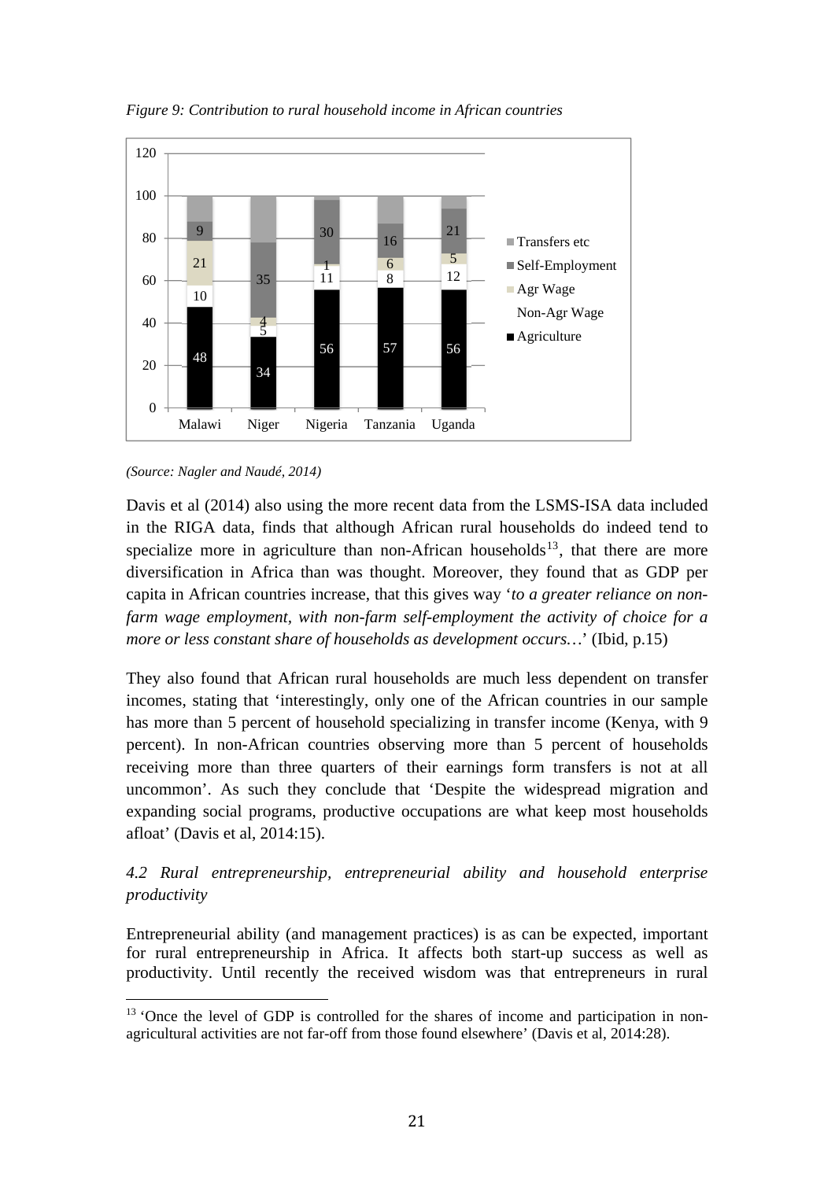*Figure 9: Contribution to rural household income in African countries*

| | Malawi | Niger | Nigeria | Tanzania | Uganda |
|---|---|---|---|---|---|
| Agriculture | 48 | 34 | 56 | 57 | 56 |
| Non-Agr Wage | 10 | 5 | 11 | 8 | 12 |
| Agr Wage | 21 | 4 | 1 | 6 | 5 |
| Self-Employment | 9 | 35 | 30 | 16 | 21 |
| Transfers etc | | | | | |

*(Source: Nagler and Naudé, 2014)*

Davis et al (2014) also using the more recent data from the LSMS-ISA data included in the RIGA data, finds that although African rural households do indeed tend to specialize more in agriculture than non-African households[13], that there are more diversification in Africa than was thought. Moreover, they found that as GDP per capita in African countries increase, that this gives way '*to a greater reliance on non-farm wage employment, with non-farm self-employment the activity of choice for a more or less constant share of households as development occurs…*' (Ibid, p.15)

They also found that African rural households are much less dependent on transfer incomes, stating that 'interestingly, only one of the African countries in our sample has more than 5 percent of household specializing in transfer income (Kenya, with 9 percent). In non-African countries observing more than 5 percent of households receiving more than three quarters of their earnings form transfers is not at all uncommon'. As such they conclude that 'Despite the widespread migration and expanding social programs, productive occupations are what keep most households afloat' (Davis et al, 2014:15).

### *4.2 Rural entrepreneurship, entrepreneurial ability and household enterprise productivity*

Entrepreneurial ability (and management practices) is as can be expected, important for rural entrepreneurship in Africa. It affects both start-up success as well as productivity. Until recently the received wisdom was that entrepreneurs in rural

[13] 'Once the level of GDP is controlled for the shares of income and participation in non-agricultural activities are not far-off from those found elsewhere' (Davis et al, 2014:28).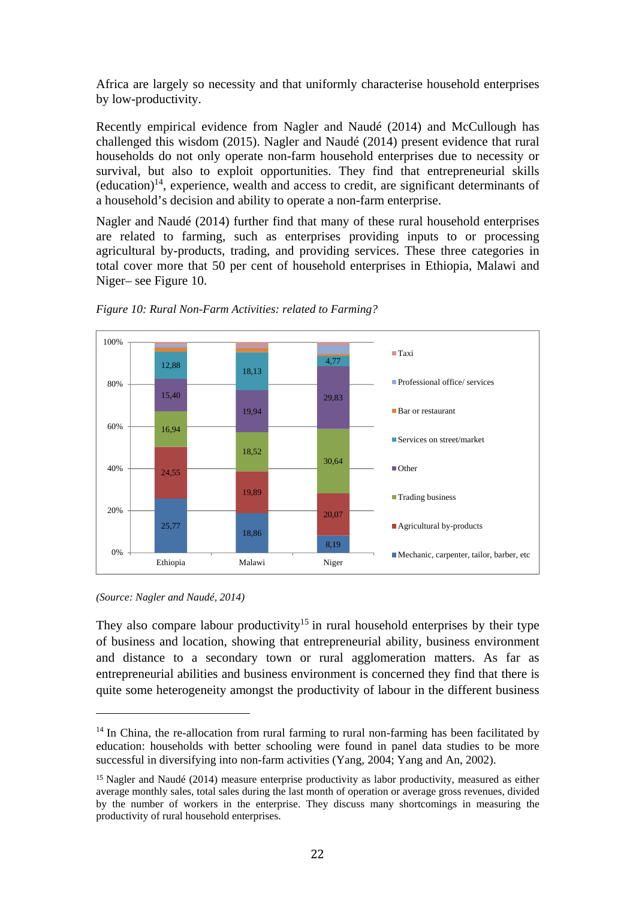Africa are largely so necessity and that uniformly characterise household enterprises by low-productivity.

Recently empirical evidence from Nagler and Naudé (2014) and McCullough has challenged this wisdom (2015). Nagler and Naudé (2014) present evidence that rural households do not only operate non-farm household enterprises due to necessity or survival, but also to exploit opportunities. They find that entrepreneurial skills (education)[14], experience, wealth and access to credit, are significant determinants of a household's decision and ability to operate a non-farm enterprise.

Nagler and Naudé (2014) further find that many of these rural household enterprises are related to farming, such as enterprises providing inputs to or processing agricultural by-products, trading, and providing services. These three categories in total cover more that 50 per cent of household enterprises in Ethiopia, Malawi and Niger– see Figure 10.

*Figure 10: Rural Non-Farm Activities: related to Farming?*

| | Ethiopia | Malawi | Niger |
|---|---|---|---|
| Mechanic, carpenter, tailor, barber, etc | 25,77 | 18,86 | 8,19 |
| Agricultural by-products | 24,55 | 19,89 | 20,07 |
| Trading business | 16,94 | 18,52 | 30,64 |
| Other | 15,40 | 19,94 | 29,83 |
| Services on street/market | 12,88 | 18,13 | 4,77 |
| Bar or restaurant | | | |
| Professional office/ services | | | |
| Taxi | | | |

*(Source: Nagler and Naudé, 2014)*

They also compare labour productivity[15] in rural household enterprises by their type of business and location, showing that entrepreneurial ability, business environment and distance to a secondary town or rural agglomeration matters. As far as entrepreneurial abilities and business environment is concerned they find that there is quite some heterogeneity amongst the productivity of labour in the different business

---

[14] In China, the re-allocation from rural farming to rural non-farming has been facilitated by education: households with better schooling were found in panel data studies to be more successful in diversifying into non-farm activities (Yang, 2004; Yang and An, 2002).

[15] Nagler and Naudé (2014) measure enterprise productivity as labor productivity, measured as either average monthly sales, total sales during the last month of operation or average gross revenues, divided by the number of workers in the enterprise. They discuss many shortcomings in measuring the productivity of rural household enterprises.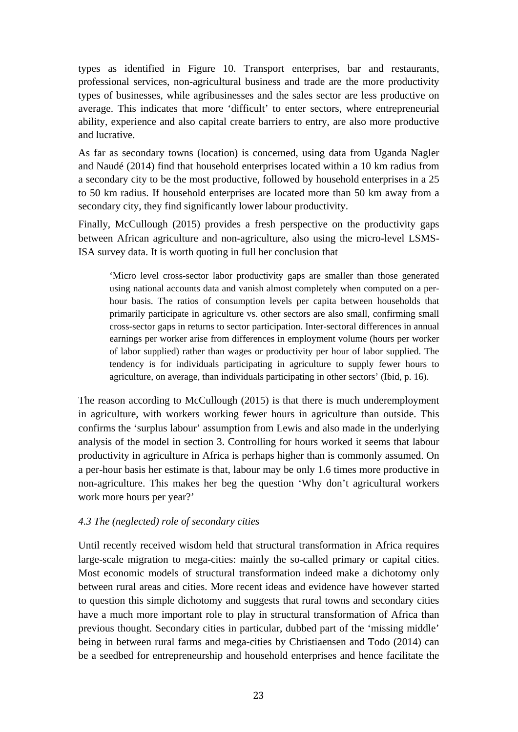types as identified in Figure 10. Transport enterprises, bar and restaurants, professional services, non-agricultural business and trade are the more productivity types of businesses, while agribusinesses and the sales sector are less productive on average. This indicates that more 'difficult' to enter sectors, where entrepreneurial ability, experience and also capital create barriers to entry, are also more productive and lucrative.

As far as secondary towns (location) is concerned, using data from Uganda Nagler and Naudé (2014) find that household enterprises located within a 10 km radius from a secondary city to be the most productive, followed by household enterprises in a 25 to 50 km radius. If household enterprises are located more than 50 km away from a secondary city, they find significantly lower labour productivity.

Finally, McCullough (2015) provides a fresh perspective on the productivity gaps between African agriculture and non-agriculture, also using the micro-level LSMS-ISA survey data. It is worth quoting in full her conclusion that

> 'Micro level cross-sector labor productivity gaps are smaller than those generated using national accounts data and vanish almost completely when computed on a per-hour basis. The ratios of consumption levels per capita between households that primarily participate in agriculture vs. other sectors are also small, confirming small cross-sector gaps in returns to sector participation. Inter-sectoral differences in annual earnings per worker arise from differences in employment volume (hours per worker of labor supplied) rather than wages or productivity per hour of labor supplied. The tendency is for individuals participating in agriculture to supply fewer hours to agriculture, on average, than individuals participating in other sectors' (Ibid, p. 16).

The reason according to McCullough (2015) is that there is much underemployment in agriculture, with workers working fewer hours in agriculture than outside. This confirms the 'surplus labour' assumption from Lewis and also made in the underlying analysis of the model in section 3. Controlling for hours worked it seems that labour productivity in agriculture in Africa is perhaps higher than is commonly assumed. On a per-hour basis her estimate is that, labour may be only 1.6 times more productive in non-agriculture. This makes her beg the question 'Why don't agricultural workers work more hours per year?'

### *4.3 The (neglected) role of secondary cities*

Until recently received wisdom held that structural transformation in Africa requires large-scale migration to mega-cities: mainly the so-called primary or capital cities. Most economic models of structural transformation indeed make a dichotomy only between rural areas and cities. More recent ideas and evidence have however started to question this simple dichotomy and suggests that rural towns and secondary cities have a much more important role to play in structural transformation of Africa than previous thought. Secondary cities in particular, dubbed part of the 'missing middle' being in between rural farms and mega-cities by Christiaensen and Todo (2014) can be a seedbed for entrepreneurship and household enterprises and hence facilitate the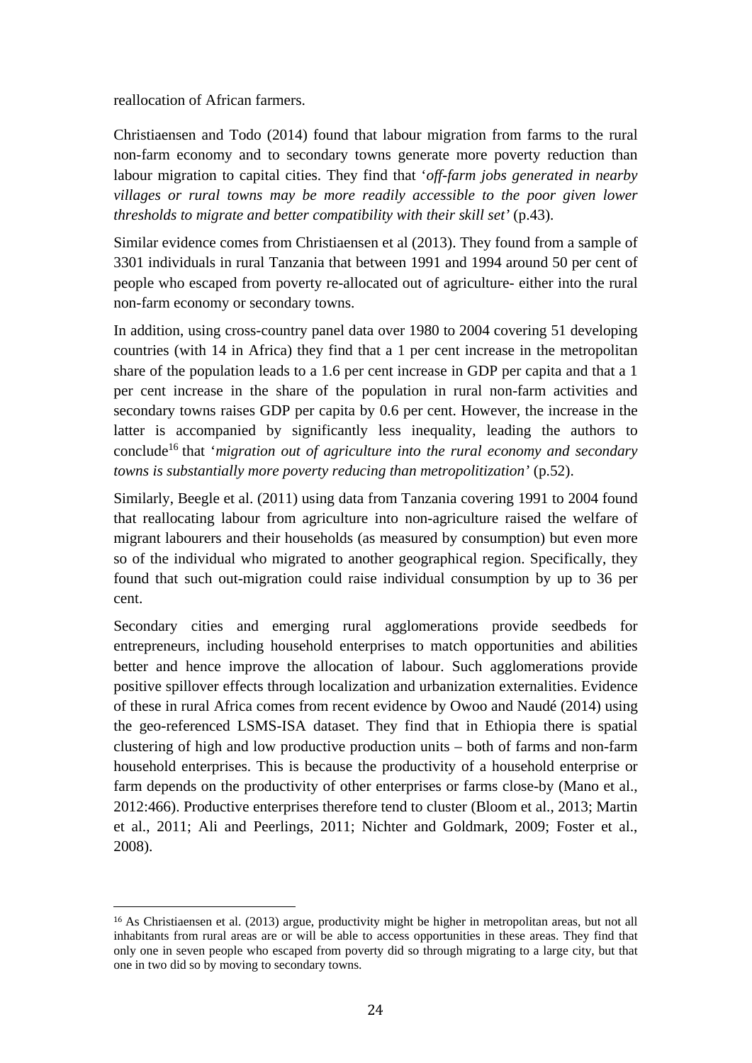reallocation of African farmers.

Christiaensen and Todo (2014) found that labour migration from farms to the rural non-farm economy and to secondary towns generate more poverty reduction than labour migration to capital cities. They find that '*off-farm jobs generated in nearby villages or rural towns may be more readily accessible to the poor given lower thresholds to migrate and better compatibility with their skill set*' (p.43).

Similar evidence comes from Christiaensen et al (2013). They found from a sample of 3301 individuals in rural Tanzania that between 1991 and 1994 around 50 per cent of people who escaped from poverty re-allocated out of agriculture- either into the rural non-farm economy or secondary towns.

In addition, using cross-country panel data over 1980 to 2004 covering 51 developing countries (with 14 in Africa) they find that a 1 per cent increase in the metropolitan share of the population leads to a 1.6 per cent increase in GDP per capita and that a 1 per cent increase in the share of the population in rural non-farm activities and secondary towns raises GDP per capita by 0.6 per cent. However, the increase in the latter is accompanied by significantly less inequality, leading the authors to conclude[16] that '*migration out of agriculture into the rural economy and secondary towns is substantially more poverty reducing than metropolitization*' (p.52).

Similarly, Beegle et al. (2011) using data from Tanzania covering 1991 to 2004 found that reallocating labour from agriculture into non-agriculture raised the welfare of migrant labourers and their households (as measured by consumption) but even more so of the individual who migrated to another geographical region. Specifically, they found that such out-migration could raise individual consumption by up to 36 per cent.

Secondary cities and emerging rural agglomerations provide seedbeds for entrepreneurs, including household enterprises to match opportunities and abilities better and hence improve the allocation of labour. Such agglomerations provide positive spillover effects through localization and urbanization externalities. Evidence of these in rural Africa comes from recent evidence by Owoo and Naudé (2014) using the geo-referenced LSMS-ISA dataset. They find that in Ethiopia there is spatial clustering of high and low productive production units – both of farms and non-farm household enterprises. This is because the productivity of a household enterprise or farm depends on the productivity of other enterprises or farms close-by (Mano et al., 2012:466). Productive enterprises therefore tend to cluster (Bloom et al., 2013; Martin et al., 2011; Ali and Peerlings, 2011; Nichter and Goldmark, 2009; Foster et al., 2008).

---

[16] As Christiaensen et al. (2013) argue, productivity might be higher in metropolitan areas, but not all inhabitants from rural areas are or will be able to access opportunities in these areas. They find that only one in seven people who escaped from poverty did so through migrating to a large city, but that one in two did so by moving to secondary towns.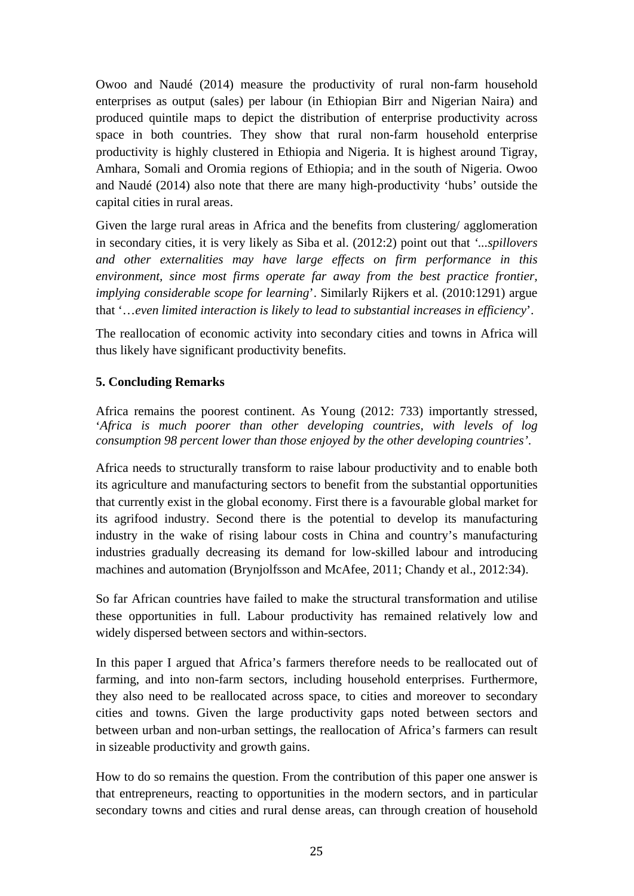Owoo and Naudé (2014) measure the productivity of rural non-farm household enterprises as output (sales) per labour (in Ethiopian Birr and Nigerian Naira) and produced quintile maps to depict the distribution of enterprise productivity across space in both countries. They show that rural non-farm household enterprise productivity is highly clustered in Ethiopia and Nigeria. It is highest around Tigray, Amhara, Somali and Oromia regions of Ethiopia; and in the south of Nigeria. Owoo and Naudé (2014) also note that there are many high-productivity 'hubs' outside the capital cities in rural areas.

Given the large rural areas in Africa and the benefits from clustering/ agglomeration in secondary cities, it is very likely as Siba et al. (2012:2) point out that *'...spillovers and other externalities may have large effects on firm performance in this environment, since most firms operate far away from the best practice frontier, implying considerable scope for learning*'. Similarly Rijkers et al. (2010:1291) argue that '*…even limited interaction is likely to lead to substantial increases in efficiency*'.

The reallocation of economic activity into secondary cities and towns in Africa will thus likely have significant productivity benefits.

## 5. Concluding Remarks

Africa remains the poorest continent. As Young (2012: 733) importantly stressed, '*Africa is much poorer than other developing countries, with levels of log consumption 98 percent lower than those enjoyed by the other developing countries'*.

Africa needs to structurally transform to raise labour productivity and to enable both its agriculture and manufacturing sectors to benefit from the substantial opportunities that currently exist in the global economy. First there is a favourable global market for its agrifood industry. Second there is the potential to develop its manufacturing industry in the wake of rising labour costs in China and country's manufacturing industries gradually decreasing its demand for low-skilled labour and introducing machines and automation (Brynjolfsson and McAfee, 2011; Chandy et al., 2012:34).

So far African countries have failed to make the structural transformation and utilise these opportunities in full. Labour productivity has remained relatively low and widely dispersed between sectors and within-sectors.

In this paper I argued that Africa's farmers therefore needs to be reallocated out of farming, and into non-farm sectors, including household enterprises. Furthermore, they also need to be reallocated across space, to cities and moreover to secondary cities and towns. Given the large productivity gaps noted between sectors and between urban and non-urban settings, the reallocation of Africa's farmers can result in sizeable productivity and growth gains.

How to do so remains the question. From the contribution of this paper one answer is that entrepreneurs, reacting to opportunities in the modern sectors, and in particular secondary towns and cities and rural dense areas, can through creation of household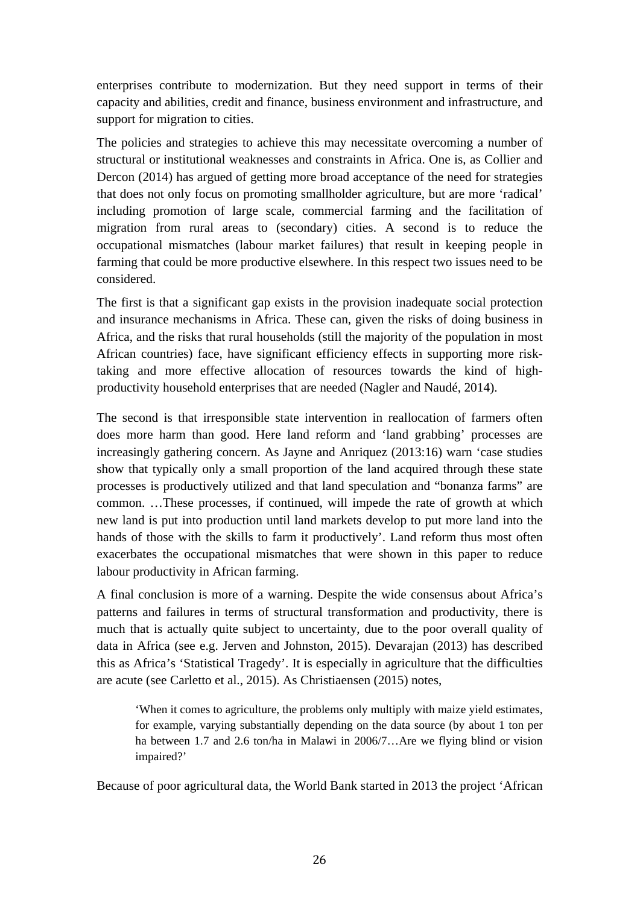enterprises contribute to modernization. But they need support in terms of their capacity and abilities, credit and finance, business environment and infrastructure, and support for migration to cities.

The policies and strategies to achieve this may necessitate overcoming a number of structural or institutional weaknesses and constraints in Africa. One is, as Collier and Dercon (2014) has argued of getting more broad acceptance of the need for strategies that does not only focus on promoting smallholder agriculture, but are more 'radical' including promotion of large scale, commercial farming and the facilitation of migration from rural areas to (secondary) cities. A second is to reduce the occupational mismatches (labour market failures) that result in keeping people in farming that could be more productive elsewhere. In this respect two issues need to be considered.

The first is that a significant gap exists in the provision inadequate social protection and insurance mechanisms in Africa. These can, given the risks of doing business in Africa, and the risks that rural households (still the majority of the population in most African countries) face, have significant efficiency effects in supporting more risk-taking and more effective allocation of resources towards the kind of high-productivity household enterprises that are needed (Nagler and Naudé, 2014).

The second is that irresponsible state intervention in reallocation of farmers often does more harm than good. Here land reform and 'land grabbing' processes are increasingly gathering concern. As Jayne and Anriquez (2013:16) warn 'case studies show that typically only a small proportion of the land acquired through these state processes is productively utilized and that land speculation and "bonanza farms" are common. …These processes, if continued, will impede the rate of growth at which new land is put into production until land markets develop to put more land into the hands of those with the skills to farm it productively'. Land reform thus most often exacerbates the occupational mismatches that were shown in this paper to reduce labour productivity in African farming.

A final conclusion is more of a warning. Despite the wide consensus about Africa's patterns and failures in terms of structural transformation and productivity, there is much that is actually quite subject to uncertainty, due to the poor overall quality of data in Africa (see e.g. Jerven and Johnston, 2015). Devarajan (2013) has described this as Africa's 'Statistical Tragedy'. It is especially in agriculture that the difficulties are acute (see Carletto et al., 2015). As Christiaensen (2015) notes,

> 'When it comes to agriculture, the problems only multiply with maize yield estimates, for example, varying substantially depending on the data source (by about 1 ton per ha between 1.7 and 2.6 ton/ha in Malawi in 2006/7…Are we flying blind or vision impaired?'

Because of poor agricultural data, the World Bank started in 2013 the project 'African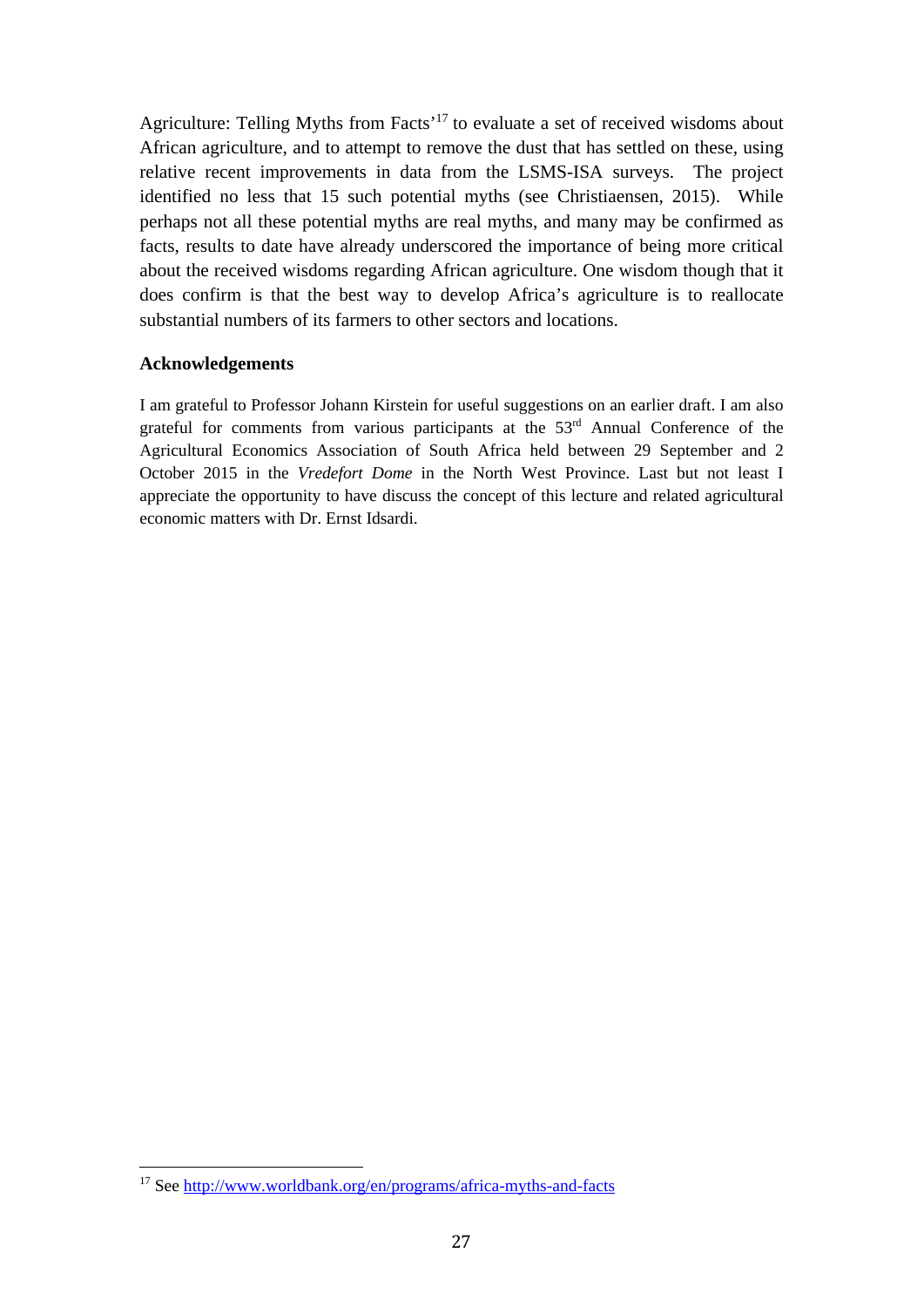Agriculture: Telling Myths from Facts'[17] to evaluate a set of received wisdoms about African agriculture, and to attempt to remove the dust that has settled on these, using relative recent improvements in data from the LSMS-ISA surveys. The project identified no less that 15 such potential myths (see Christiaensen, 2015). While perhaps not all these potential myths are real myths, and many may be confirmed as facts, results to date have already underscored the importance of being more critical about the received wisdoms regarding African agriculture. One wisdom though that it does confirm is that the best way to develop Africa's agriculture is to reallocate substantial numbers of its farmers to other sectors and locations.

## Acknowledgements

I am grateful to Professor Johann Kirstein for useful suggestions on an earlier draft. I am also grateful for comments from various participants at the 53rd Annual Conference of the Agricultural Economics Association of South Africa held between 29 September and 2 October 2015 in the *Vredefort Dome* in the North West Province. Last but not least I appreciate the opportunity to have discuss the concept of this lecture and related agricultural economic matters with Dr. Ernst Idsardi.

---

[17] See http://www.worldbank.org/en/programs/africa-myths-and-facts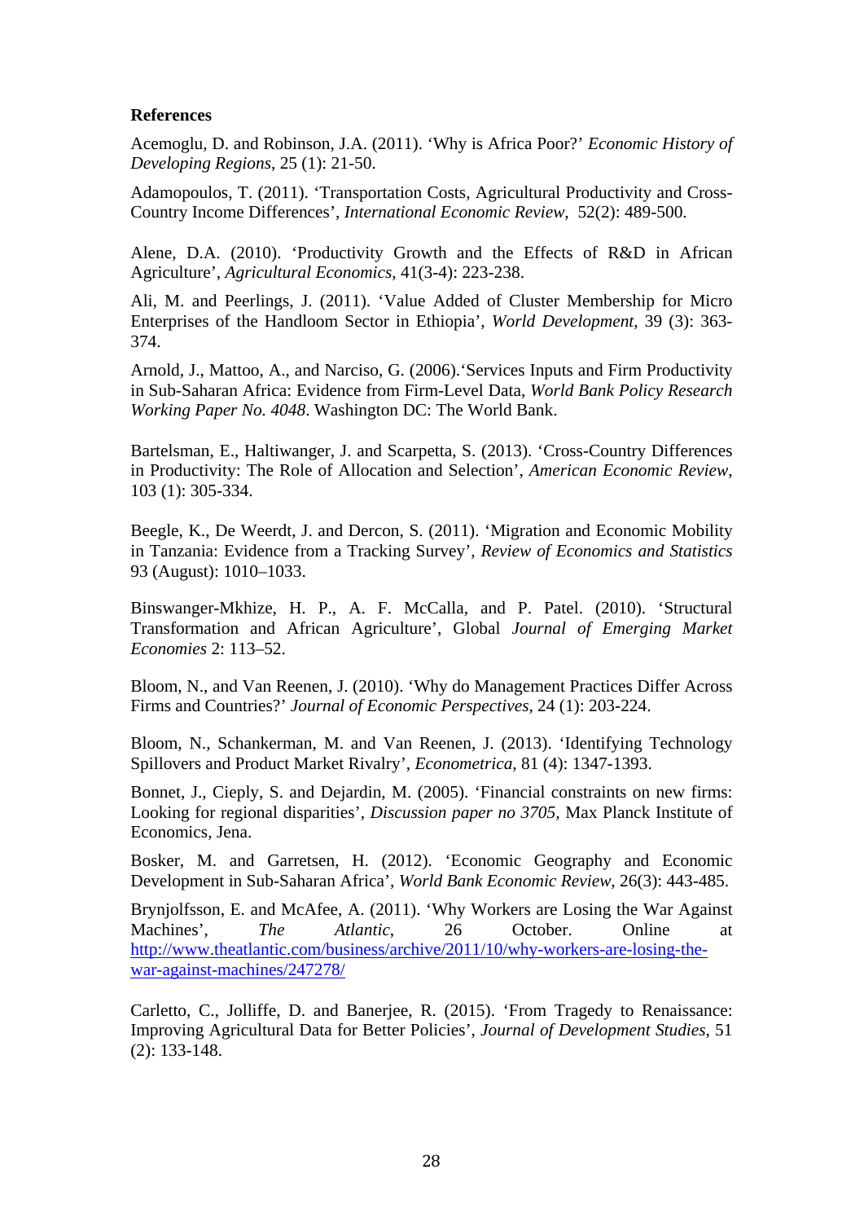**References**

Acemoglu, D. and Robinson, J.A. (2011). 'Why is Africa Poor?' *Economic History of Developing Regions*, 25 (1): 21-50.

Adamopoulos, T. (2011). 'Transportation Costs, Agricultural Productivity and Cross-Country Income Differences', *International Economic Review*, 52(2): 489-500.

Alene, D.A. (2010). 'Productivity Growth and the Effects of R&D in African Agriculture', *Agricultural Economics*, 41(3-4): 223-238.

Ali, M. and Peerlings, J. (2011). 'Value Added of Cluster Membership for Micro Enterprises of the Handloom Sector in Ethiopia', *World Development*, 39 (3): 363-374.

Arnold, J., Mattoo, A., and Narciso, G. (2006).'Services Inputs and Firm Productivity in Sub-Saharan Africa: Evidence from Firm-Level Data, *World Bank Policy Research Working Paper No. 4048*. Washington DC: The World Bank.

Bartelsman, E., Haltiwanger, J. and Scarpetta, S. (2013). 'Cross-Country Differences in Productivity: The Role of Allocation and Selection', *American Economic Review*, 103 (1): 305-334.

Beegle, K., De Weerdt, J. and Dercon, S. (2011). 'Migration and Economic Mobility in Tanzania: Evidence from a Tracking Survey', *Review of Economics and Statistics* 93 (August): 1010–1033.

Binswanger-Mkhize, H. P., A. F. McCalla, and P. Patel. (2010). 'Structural Transformation and African Agriculture', Global *Journal of Emerging Market Economies* 2: 113–52.

Bloom, N., and Van Reenen, J. (2010). 'Why do Management Practices Differ Across Firms and Countries?' *Journal of Economic Perspectives*, 24 (1): 203-224.

Bloom, N., Schankerman, M. and Van Reenen, J. (2013). 'Identifying Technology Spillovers and Product Market Rivalry', *Econometrica*, 81 (4): 1347-1393.

Bonnet, J., Cieply, S. and Dejardin, M. (2005). 'Financial constraints on new firms: Looking for regional disparities', *Discussion paper no 3705*, Max Planck Institute of Economics, Jena.

Bosker, M. and Garretsen, H. (2012). 'Economic Geography and Economic Development in Sub-Saharan Africa', *World Bank Economic Review*, 26(3): 443-485.

Brynjolfsson, E. and McAfee, A. (2011). 'Why Workers are Losing the War Against Machines', *The Atlantic*, 26 October. Online at http://www.theatlantic.com/business/archive/2011/10/why-workers-are-losing-the-war-against-machines/247278/

Carletto, C., Jolliffe, D. and Banerjee, R. (2015). 'From Tragedy to Renaissance: Improving Agricultural Data for Better Policies', *Journal of Development Studies*, 51 (2): 133-148.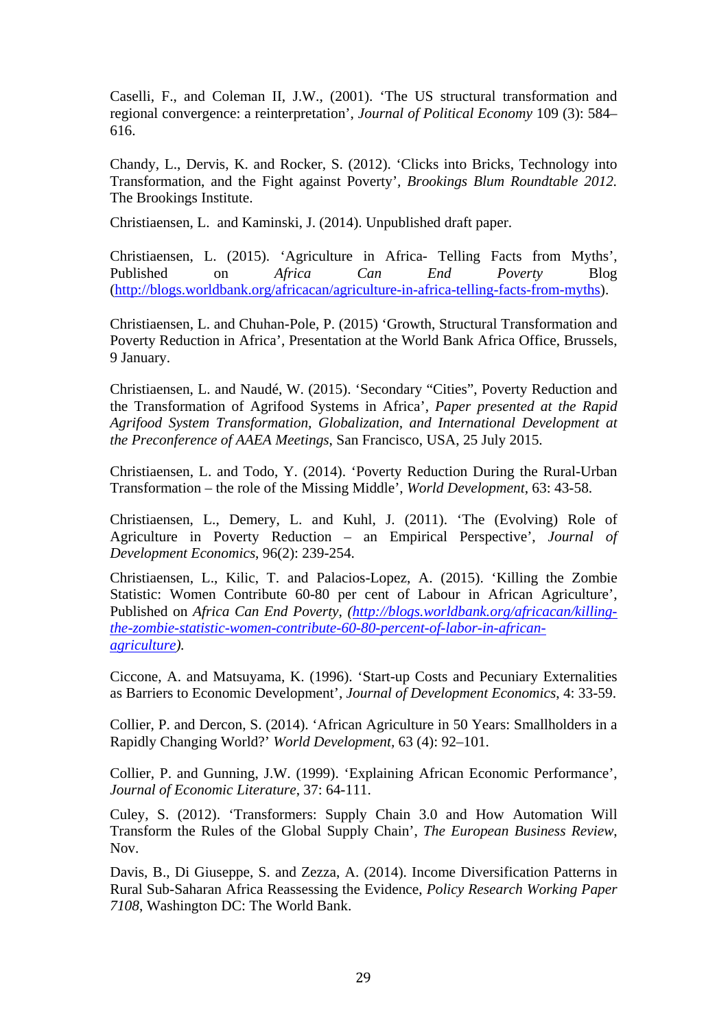Caselli, F., and Coleman II, J.W., (2001). 'The US structural transformation and regional convergence: a reinterpretation', *Journal of Political Economy* 109 (3): 584–616.

Chandy, L., Dervis, K. and Rocker, S. (2012). 'Clicks into Bricks, Technology into Transformation, and the Fight against Poverty', *Brookings Blum Roundtable 2012.* The Brookings Institute.

Christiaensen, L. and Kaminski, J. (2014). Unpublished draft paper.

Christiaensen, L. (2015). 'Agriculture in Africa- Telling Facts from Myths', Published on *Africa Can End Poverty* Blog (http://blogs.worldbank.org/africacan/agriculture-in-africa-telling-facts-from-myths).

Christiaensen, L. and Chuhan-Pole, P. (2015) 'Growth, Structural Transformation and Poverty Reduction in Africa', Presentation at the World Bank Africa Office, Brussels, 9 January.

Christiaensen, L. and Naudé, W. (2015). 'Secondary "Cities", Poverty Reduction and the Transformation of Agrifood Systems in Africa', *Paper presented at the Rapid Agrifood System Transformation, Globalization, and International Development at the Preconference of AAEA Meetings*, San Francisco, USA, 25 July 2015.

Christiaensen, L. and Todo, Y. (2014). 'Poverty Reduction During the Rural-Urban Transformation – the role of the Missing Middle', *World Development*, 63: 43-58.

Christiaensen, L., Demery, L. and Kuhl, J. (2011). 'The (Evolving) Role of Agriculture in Poverty Reduction – an Empirical Perspective', *Journal of Development Economics*, 96(2): 239-254.

Christiaensen, L., Kilic, T. and Palacios-Lopez, A. (2015). 'Killing the Zombie Statistic: Women Contribute 60-80 per cent of Labour in African Agriculture', Published on *Africa Can End Poverty*, *(http://blogs.worldbank.org/africacan/killing-the-zombie-statistic-women-contribute-60-80-percent-of-labor-in-african-agriculture).*

Ciccone, A. and Matsuyama, K. (1996). 'Start-up Costs and Pecuniary Externalities as Barriers to Economic Development', *Journal of Development Economics*, 4: 33-59.

Collier, P. and Dercon, S. (2014). 'African Agriculture in 50 Years: Smallholders in a Rapidly Changing World?' *World Development*, 63 (4): 92–101.

Collier, P. and Gunning, J.W. (1999). 'Explaining African Economic Performance', *Journal of Economic Literature*, 37: 64-111.

Culey, S. (2012). 'Transformers: Supply Chain 3.0 and How Automation Will Transform the Rules of the Global Supply Chain', *The European Business Review*, Nov.

Davis, B., Di Giuseppe, S. and Zezza, A. (2014). Income Diversification Patterns in Rural Sub-Saharan Africa Reassessing the Evidence, *Policy Research Working Paper 7108*, Washington DC: The World Bank.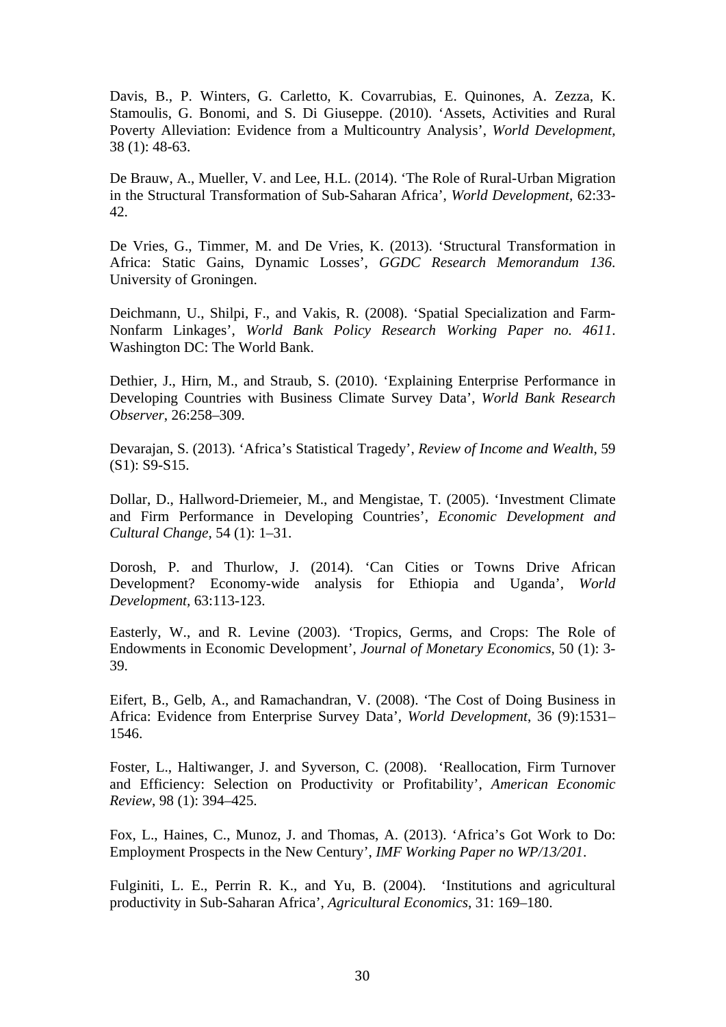Davis, B., P. Winters, G. Carletto, K. Covarrubias, E. Quinones, A. Zezza, K. Stamoulis, G. Bonomi, and S. Di Giuseppe. (2010). 'Assets, Activities and Rural Poverty Alleviation: Evidence from a Multicountry Analysis', *World Development*, 38 (1): 48-63.

De Brauw, A., Mueller, V. and Lee, H.L. (2014). 'The Role of Rural-Urban Migration in the Structural Transformation of Sub-Saharan Africa', *World Development*, 62:33-42.

De Vries, G., Timmer, M. and De Vries, K. (2013). 'Structural Transformation in Africa: Static Gains, Dynamic Losses', *GGDC Research Memorandum 136*. University of Groningen.

Deichmann, U., Shilpi, F., and Vakis, R. (2008). 'Spatial Specialization and Farm-Nonfarm Linkages', *World Bank Policy Research Working Paper no. 4611*. Washington DC: The World Bank.

Dethier, J., Hirn, M., and Straub, S. (2010). 'Explaining Enterprise Performance in Developing Countries with Business Climate Survey Data', *World Bank Research Observer*, 26:258–309.

Devarajan, S. (2013). 'Africa's Statistical Tragedy', *Review of Income and Wealth*, 59 (S1): S9-S15.

Dollar, D., Hallword-Driemeier, M., and Mengistae, T. (2005). 'Investment Climate and Firm Performance in Developing Countries', *Economic Development and Cultural Change*, 54 (1): 1–31.

Dorosh, P. and Thurlow, J. (2014). 'Can Cities or Towns Drive African Development? Economy-wide analysis for Ethiopia and Uganda', *World Development*, 63:113-123.

Easterly, W., and R. Levine (2003). 'Tropics, Germs, and Crops: The Role of Endowments in Economic Development', *Journal of Monetary Economics*, 50 (1): 3-39.

Eifert, B., Gelb, A., and Ramachandran, V. (2008). 'The Cost of Doing Business in Africa: Evidence from Enterprise Survey Data', *World Development*, 36 (9):1531–1546.

Foster, L., Haltiwanger, J. and Syverson, C. (2008). 'Reallocation, Firm Turnover and Efficiency: Selection on Productivity or Profitability', *American Economic Review*, 98 (1): 394–425.

Fox, L., Haines, C., Munoz, J. and Thomas, A. (2013). 'Africa's Got Work to Do: Employment Prospects in the New Century', *IMF Working Paper no WP/13/201*.

Fulginiti, L. E., Perrin R. K., and Yu, B. (2004). 'Institutions and agricultural productivity in Sub-Saharan Africa', *Agricultural Economics*, 31: 169–180.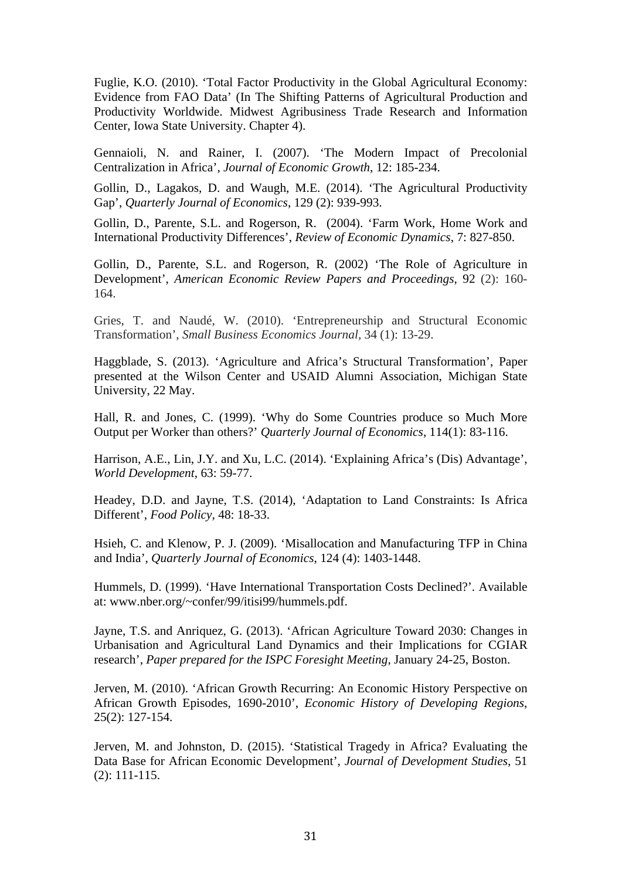Fuglie, K.O. (2010). 'Total Factor Productivity in the Global Agricultural Economy: Evidence from FAO Data' (In The Shifting Patterns of Agricultural Production and Productivity Worldwide. Midwest Agribusiness Trade Research and Information Center, Iowa State University. Chapter 4).

Gennaioli, N. and Rainer, I. (2007). 'The Modern Impact of Precolonial Centralization in Africa', *Journal of Economic Growth*, 12: 185-234.

Gollin, D., Lagakos, D. and Waugh, M.E. (2014). 'The Agricultural Productivity Gap', *Quarterly Journal of Economics*, 129 (2): 939-993.

Gollin, D., Parente, S.L. and Rogerson, R. (2004). 'Farm Work, Home Work and International Productivity Differences', *Review of Economic Dynamics*, 7: 827-850.

Gollin, D., Parente, S.L. and Rogerson, R. (2002) 'The Role of Agriculture in Development', *American Economic Review Papers and Proceedings*, 92 (2): 160-164.

Gries, T. and Naudé, W. (2010). 'Entrepreneurship and Structural Economic Transformation', *Small Business Economics Journal*, 34 (1): 13-29.

Haggblade, S. (2013). 'Agriculture and Africa's Structural Transformation', Paper presented at the Wilson Center and USAID Alumni Association, Michigan State University, 22 May.

Hall, R. and Jones, C. (1999). 'Why do Some Countries produce so Much More Output per Worker than others?' *Quarterly Journal of Economics*, 114(1): 83-116.

Harrison, A.E., Lin, J.Y. and Xu, L.C. (2014). 'Explaining Africa's (Dis) Advantage', *World Development*, 63: 59-77.

Headey, D.D. and Jayne, T.S. (2014), 'Adaptation to Land Constraints: Is Africa Different', *Food Policy*, 48: 18-33.

Hsieh, C. and Klenow, P. J. (2009). 'Misallocation and Manufacturing TFP in China and India', *Quarterly Journal of Economics*, 124 (4): 1403-1448.

Hummels, D. (1999). 'Have International Transportation Costs Declined?'. Available at: www.nber.org/~confer/99/itisi99/hummels.pdf.

Jayne, T.S. and Anriquez, G. (2013). 'African Agriculture Toward 2030: Changes in Urbanisation and Agricultural Land Dynamics and their Implications for CGIAR research', *Paper prepared for the ISPC Foresight Meeting*, January 24-25, Boston.

Jerven, M. (2010). 'African Growth Recurring: An Economic History Perspective on African Growth Episodes, 1690-2010', *Economic History of Developing Regions*, 25(2): 127-154.

Jerven, M. and Johnston, D. (2015). 'Statistical Tragedy in Africa? Evaluating the Data Base for African Economic Development', *Journal of Development Studies*, 51 (2): 111-115.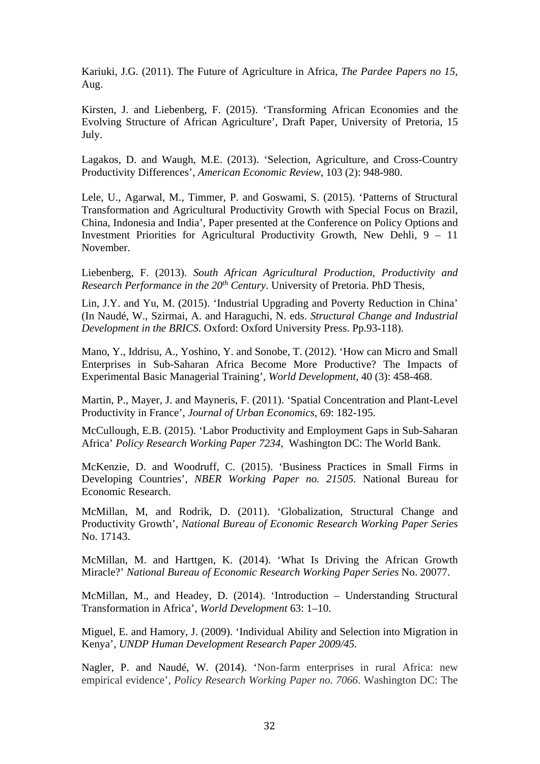Kariuki, J.G. (2011). The Future of Agriculture in Africa, *The Pardee Papers no 15*, Aug.

Kirsten, J. and Liebenberg, F. (2015). 'Transforming African Economies and the Evolving Structure of African Agriculture', Draft Paper, University of Pretoria, 15 July.

Lagakos, D. and Waugh, M.E. (2013). 'Selection, Agriculture, and Cross-Country Productivity Differences', *American Economic Review*, 103 (2): 948-980.

Lele, U., Agarwal, M., Timmer, P. and Goswami, S. (2015). 'Patterns of Structural Transformation and Agricultural Productivity Growth with Special Focus on Brazil, China, Indonesia and India', Paper presented at the Conference on Policy Options and Investment Priorities for Agricultural Productivity Growth, New Dehli, 9 – 11 November.

Liebenberg, F. (2013). *South African Agricultural Production, Productivity and Research Performance in the 20th Century*. University of Pretoria. PhD Thesis,

Lin, J.Y. and Yu, M. (2015). 'Industrial Upgrading and Poverty Reduction in China' (In Naudé, W., Szirmai, A. and Haraguchi, N. eds. *Structural Change and Industrial Development in the BRICS*. Oxford: Oxford University Press. Pp.93-118).

Mano, Y., Iddrisu, A., Yoshino, Y. and Sonobe, T. (2012). 'How can Micro and Small Enterprises in Sub-Saharan Africa Become More Productive? The Impacts of Experimental Basic Managerial Training', *World Development*, 40 (3): 458-468.

Martin, P., Mayer, J. and Mayneris, F. (2011). 'Spatial Concentration and Plant-Level Productivity in France', *Journal of Urban Economics*, 69: 182-195.

McCullough, E.B. (2015). 'Labor Productivity and Employment Gaps in Sub-Saharan Africa' *Policy Research Working Paper 7234*, Washington DC: The World Bank.

McKenzie, D. and Woodruff, C. (2015). 'Business Practices in Small Firms in Developing Countries', *NBER Working Paper no. 21505*. National Bureau for Economic Research.

McMillan, M, and Rodrik, D. (2011). 'Globalization, Structural Change and Productivity Growth', *National Bureau of Economic Research Working Paper Series* No. 17143.

McMillan, M. and Harttgen, K. (2014). 'What Is Driving the African Growth Miracle?' *National Bureau of Economic Research Working Paper Series* No. 20077.

McMillan, M., and Headey, D. (2014). 'Introduction – Understanding Structural Transformation in Africa', *World Development* 63: 1–10.

Miguel, E. and Hamory, J. (2009). 'Individual Ability and Selection into Migration in Kenya', *UNDP Human Development Research Paper 2009/45.*

Nagler, P. and Naudé, W. (2014). 'Non-farm enterprises in rural Africa: new empirical evidence', *Policy Research Working Paper no. 7066*. Washington DC: The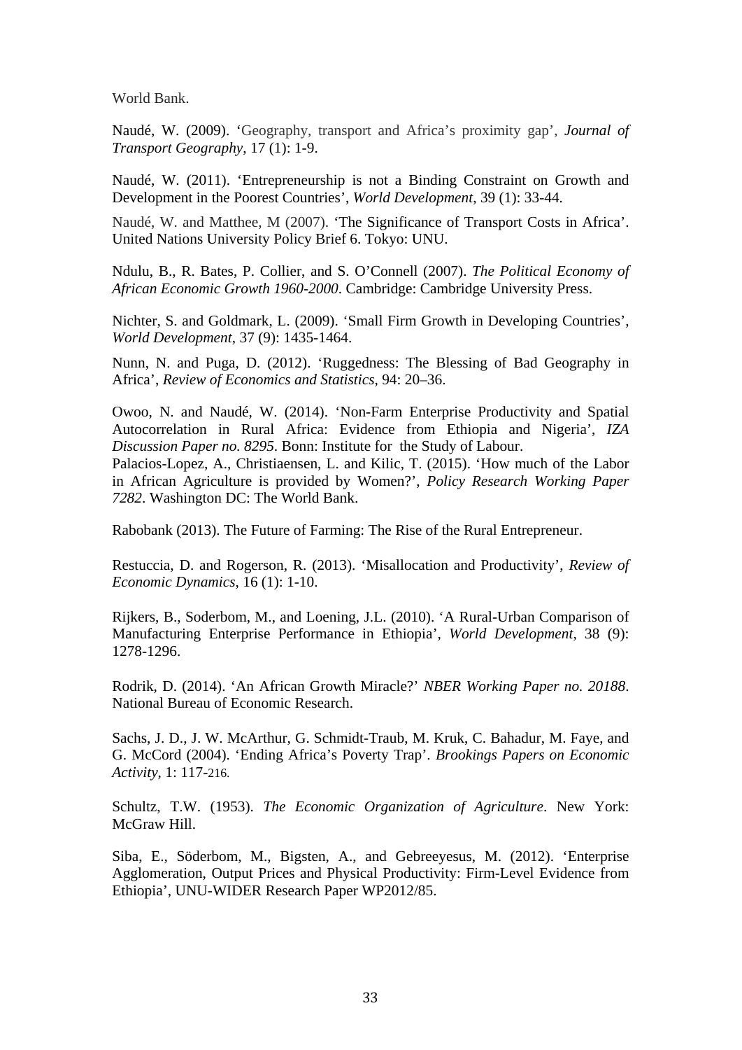World Bank.

Naudé, W. (2009). 'Geography, transport and Africa's proximity gap', *Journal of Transport Geography*, 17 (1): 1-9.

Naudé, W. (2011). 'Entrepreneurship is not a Binding Constraint on Growth and Development in the Poorest Countries', *World Development*, 39 (1): 33-44.

Naudé, W. and Matthee, M (2007). 'The Significance of Transport Costs in Africa'. United Nations University Policy Brief 6. Tokyo: UNU.

Ndulu, B., R. Bates, P. Collier, and S. O'Connell (2007). *The Political Economy of African Economic Growth 1960-2000*. Cambridge: Cambridge University Press.

Nichter, S. and Goldmark, L. (2009). 'Small Firm Growth in Developing Countries', *World Development*, 37 (9): 1435-1464.

Nunn, N. and Puga, D. (2012). 'Ruggedness: The Blessing of Bad Geography in Africa', *Review of Economics and Statistics*, 94: 20–36.

Owoo, N. and Naudé, W. (2014). 'Non-Farm Enterprise Productivity and Spatial Autocorrelation in Rural Africa: Evidence from Ethiopia and Nigeria', *IZA Discussion Paper no. 8295*. Bonn: Institute for the Study of Labour.

Palacios-Lopez, A., Christiaensen, L. and Kilic, T. (2015). 'How much of the Labor in African Agriculture is provided by Women?', *Policy Research Working Paper 7282*. Washington DC: The World Bank.

Rabobank (2013). The Future of Farming: The Rise of the Rural Entrepreneur.

Restuccia, D. and Rogerson, R. (2013). 'Misallocation and Productivity', *Review of Economic Dynamics*, 16 (1): 1-10.

Rijkers, B., Soderbom, M., and Loening, J.L. (2010). 'A Rural-Urban Comparison of Manufacturing Enterprise Performance in Ethiopia', *World Development*, 38 (9): 1278-1296.

Rodrik, D. (2014). 'An African Growth Miracle?' *NBER Working Paper no. 20188*. National Bureau of Economic Research.

Sachs, J. D., J. W. McArthur, G. Schmidt-Traub, M. Kruk, C. Bahadur, M. Faye, and G. McCord (2004). 'Ending Africa's Poverty Trap'. *Brookings Papers on Economic Activity*, 1: 117-216.

Schultz, T.W. (1953). *The Economic Organization of Agriculture*. New York: McGraw Hill.

Siba, E., Söderbom, M., Bigsten, A., and Gebreeyesus, M. (2012). 'Enterprise Agglomeration, Output Prices and Physical Productivity: Firm-Level Evidence from Ethiopia', UNU-WIDER Research Paper WP2012/85.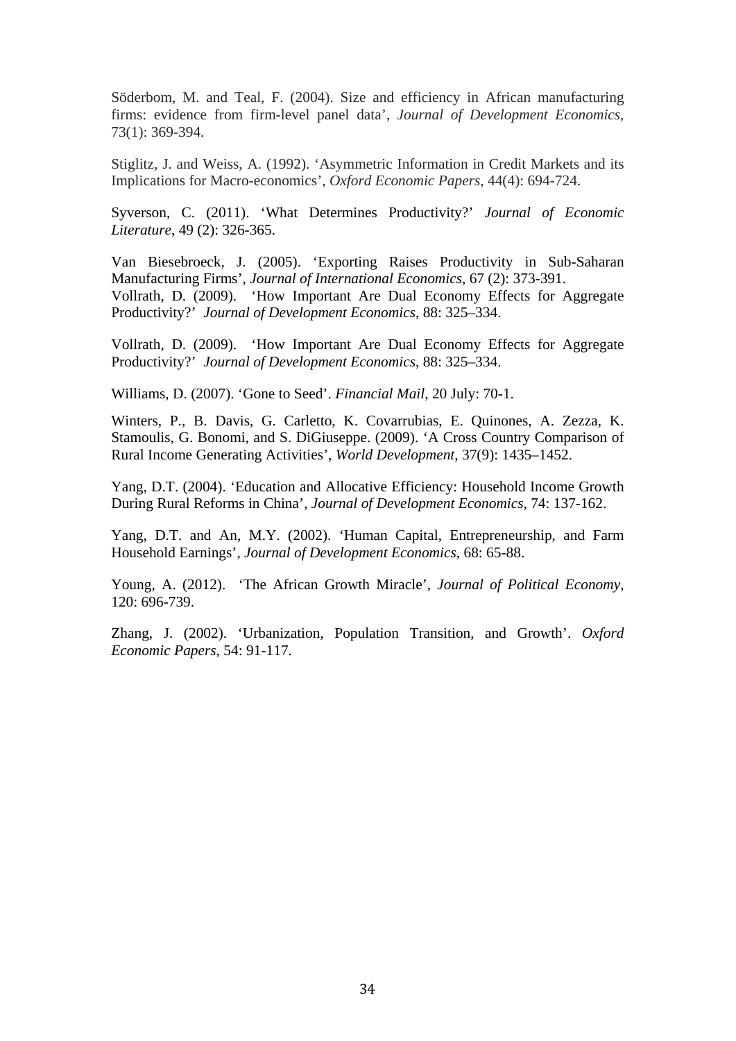Söderbom, M. and Teal, F. (2004). Size and efficiency in African manufacturing firms: evidence from firm-level panel data', *Journal of Development Economics*, 73(1): 369-394.

Stiglitz, J. and Weiss, A. (1992). 'Asymmetric Information in Credit Markets and its Implications for Macro-economics', *Oxford Economic Papers*, 44(4): 694-724.

Syverson, C. (2011). 'What Determines Productivity?' *Journal of Economic Literature*, 49 (2): 326-365.

Van Biesebroeck, J. (2005). 'Exporting Raises Productivity in Sub-Saharan Manufacturing Firms', *Journal of International Economics*, 67 (2): 373-391.
Vollrath, D. (2009). 'How Important Are Dual Economy Effects for Aggregate Productivity?' *Journal of Development Economics*, 88: 325–334.

Vollrath, D. (2009). 'How Important Are Dual Economy Effects for Aggregate Productivity?' *Journal of Development Economics*, 88: 325–334.

Williams, D. (2007). 'Gone to Seed'. *Financial Mail*, 20 July: 70-1.

Winters, P., B. Davis, G. Carletto, K. Covarrubias, E. Quinones, A. Zezza, K. Stamoulis, G. Bonomi, and S. DiGiuseppe. (2009). 'A Cross Country Comparison of Rural Income Generating Activities', *World Development*, 37(9): 1435–1452.

Yang, D.T. (2004). 'Education and Allocative Efficiency: Household Income Growth During Rural Reforms in China', *Journal of Development Economics*, 74: 137-162.

Yang, D.T. and An, M.Y. (2002). 'Human Capital, Entrepreneurship, and Farm Household Earnings', *Journal of Development Economics*, 68: 65-88.

Young, A. (2012). 'The African Growth Miracle', *Journal of Political Economy*, 120: 696-739.

Zhang, J. (2002). 'Urbanization, Population Transition, and Growth'. *Oxford Economic Papers*, 54: 91-117.